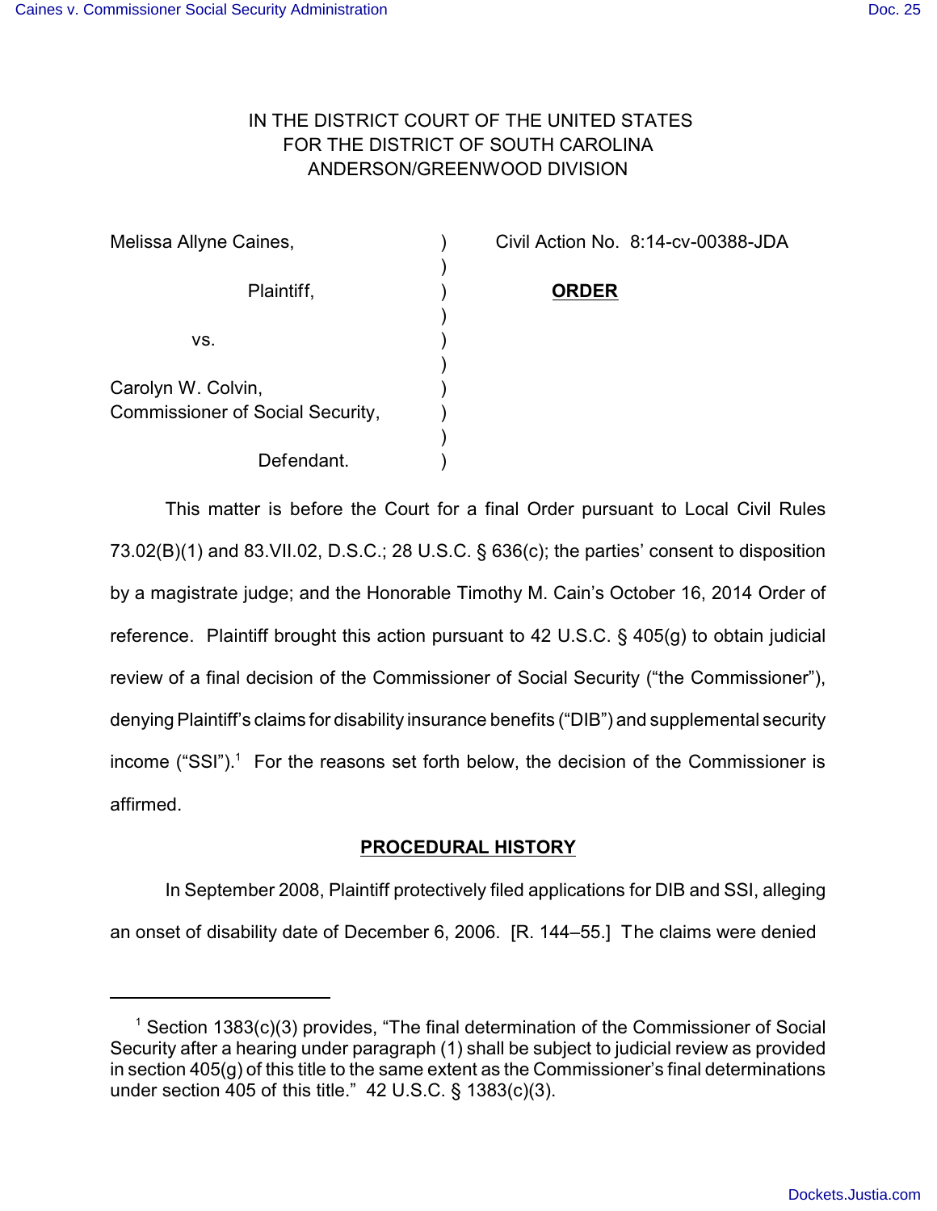IN THE DISTRICT COURT OF THE UNITED STATES
FOR THE DISTRICT OF SOUTH CAROLINA
ANDERSON/GREENWOOD DIVISION

| | | |
|---|---|---|
| Melissa Allyne Caines, | ) | Civil Action No. 8:14-cv-00388-JDA |
| | ) | |
| Plaintiff, | ) | **ORDER** |
| | ) | |
| vs. | ) | |
| | ) | |
| Carolyn W. Colvin, | ) | |
| Commissioner of Social Security, | ) | |
| | ) | |
| Defendant. | ) | |

This matter is before the Court for a final Order pursuant to Local Civil Rules 73.02(B)(1) and 83.VII.02, D.S.C.; 28 U.S.C. § 636(c); the parties' consent to disposition by a magistrate judge; and the Honorable Timothy M. Cain's October 16, 2014 Order of reference. Plaintiff brought this action pursuant to 42 U.S.C. § 405(g) to obtain judicial review of a final decision of the Commissioner of Social Security ("the Commissioner"), denying Plaintiff's claims for disability insurance benefits ("DIB") and supplemental security income ("SSI").[1] For the reasons set forth below, the decision of the Commissioner is affirmed.

## PROCEDURAL HISTORY

In September 2008, Plaintiff protectively filed applications for DIB and SSI, alleging an onset of disability date of December 6, 2006. [R. 144–55.] The claims were denied

[1] Section 1383(c)(3) provides, "The final determination of the Commissioner of Social Security after a hearing under paragraph (1) shall be subject to judicial review as provided in section 405(g) of this title to the same extent as the Commissioner's final determinations under section 405 of this title." 42 U.S.C. § 1383(c)(3).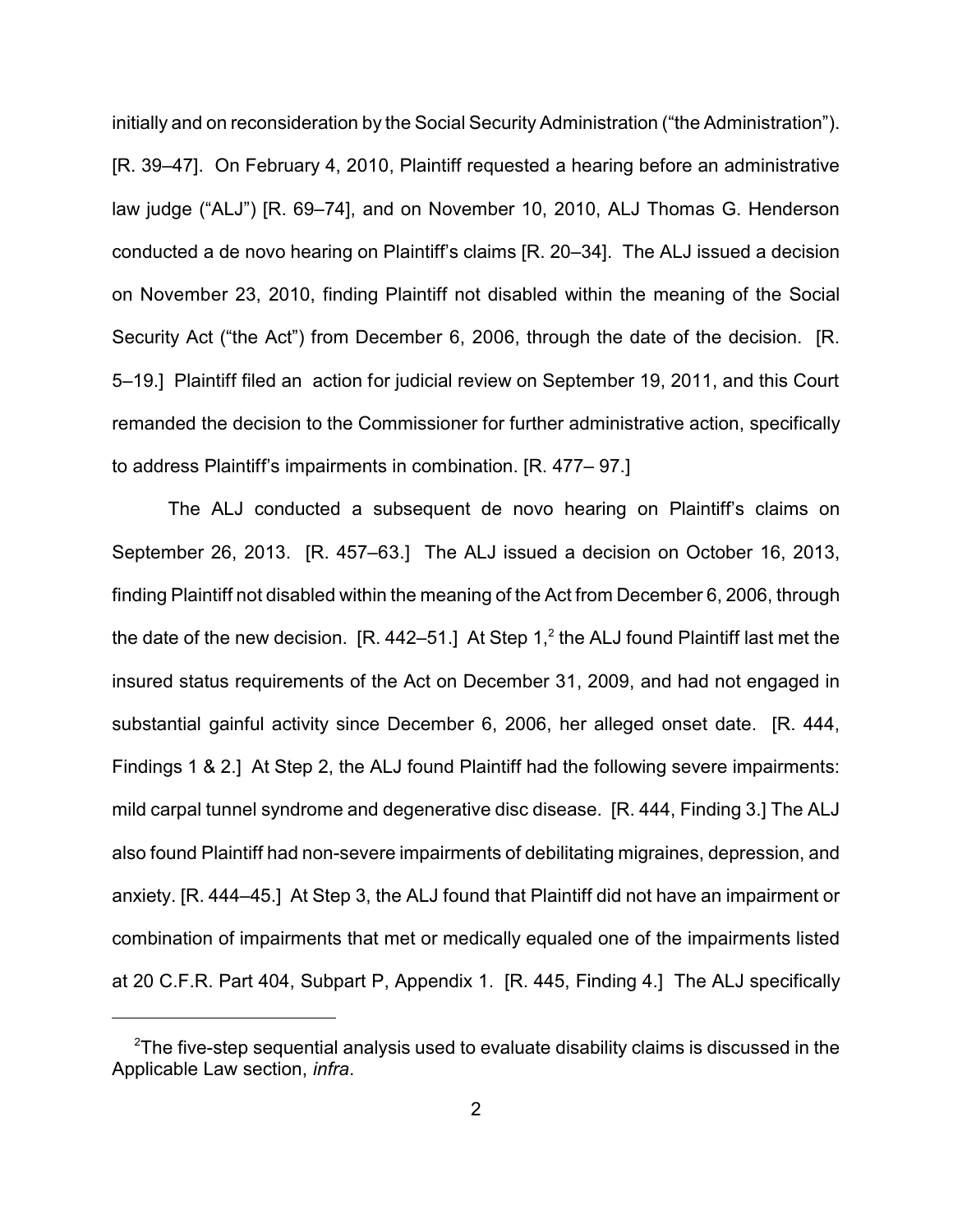initially and on reconsideration by the Social Security Administration ("the Administration"). [R. 39–47]. On February 4, 2010, Plaintiff requested a hearing before an administrative law judge ("ALJ") [R. 69–74], and on November 10, 2010, ALJ Thomas G. Henderson conducted a de novo hearing on Plaintiff's claims [R. 20–34]. The ALJ issued a decision on November 23, 2010, finding Plaintiff not disabled within the meaning of the Social Security Act ("the Act") from December 6, 2006, through the date of the decision. [R. 5–19.] Plaintiff filed an action for judicial review on September 19, 2011, and this Court remanded the decision to the Commissioner for further administrative action, specifically to address Plaintiff's impairments in combination. [R. 477– 97.]

The ALJ conducted a subsequent de novo hearing on Plaintiff's claims on September 26, 2013. [R. 457–63.] The ALJ issued a decision on October 16, 2013, finding Plaintiff not disabled within the meaning of the Act from December 6, 2006, through the date of the new decision. [R. 442–51.] At Step 1,[2] the ALJ found Plaintiff last met the insured status requirements of the Act on December 31, 2009, and had not engaged in substantial gainful activity since December 6, 2006, her alleged onset date. [R. 444, Findings 1 & 2.] At Step 2, the ALJ found Plaintiff had the following severe impairments: mild carpal tunnel syndrome and degenerative disc disease. [R. 444, Finding 3.] The ALJ also found Plaintiff had non-severe impairments of debilitating migraines, depression, and anxiety. [R. 444–45.] At Step 3, the ALJ found that Plaintiff did not have an impairment or combination of impairments that met or medically equaled one of the impairments listed at 20 C.F.R. Part 404, Subpart P, Appendix 1. [R. 445, Finding 4.] The ALJ specifically

[2]The five-step sequential analysis used to evaluate disability claims is discussed in the Applicable Law section, *infra*.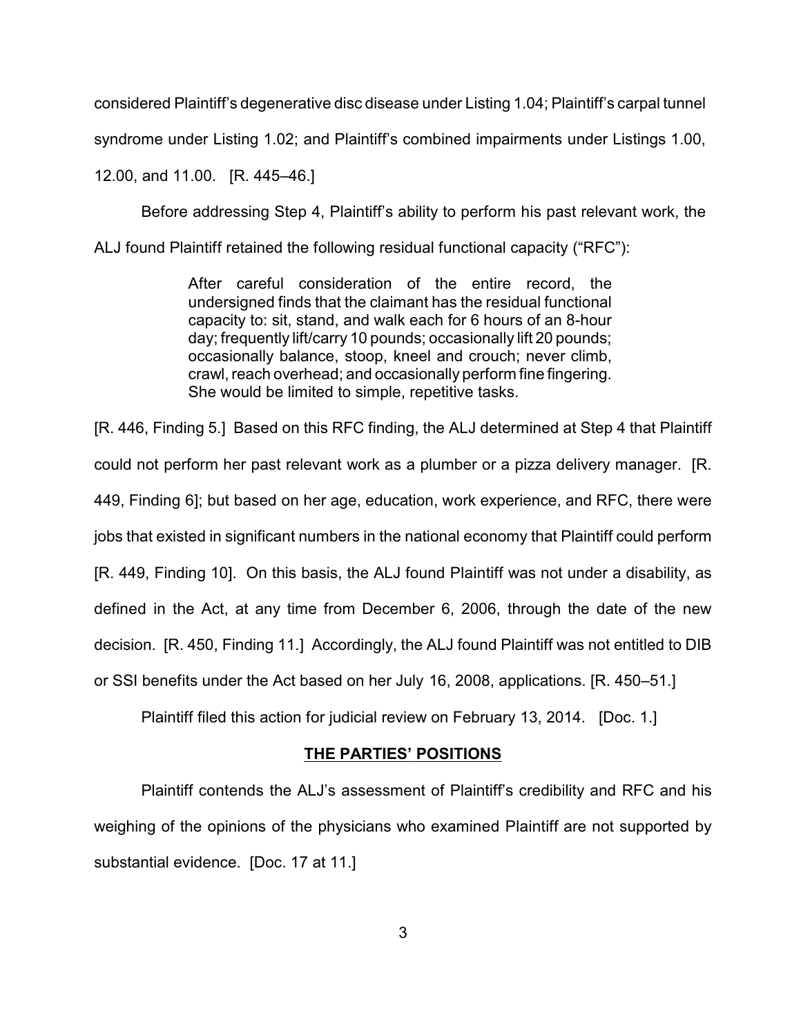considered Plaintiff's degenerative disc disease under Listing 1.04; Plaintiff's carpal tunnel syndrome under Listing 1.02; and Plaintiff's combined impairments under Listings 1.00, 12.00, and 11.00. [R. 445–46.]

Before addressing Step 4, Plaintiff's ability to perform his past relevant work, the ALJ found Plaintiff retained the following residual functional capacity ("RFC"):

> After careful consideration of the entire record, the undersigned finds that the claimant has the residual functional capacity to: sit, stand, and walk each for 6 hours of an 8-hour day; frequently lift/carry 10 pounds; occasionally lift 20 pounds; occasionally balance, stoop, kneel and crouch; never climb, crawl, reach overhead; and occasionally perform fine fingering. She would be limited to simple, repetitive tasks.

[R. 446, Finding 5.] Based on this RFC finding, the ALJ determined at Step 4 that Plaintiff could not perform her past relevant work as a plumber or a pizza delivery manager. [R. 449, Finding 6]; but based on her age, education, work experience, and RFC, there were jobs that existed in significant numbers in the national economy that Plaintiff could perform [R. 449, Finding 10]. On this basis, the ALJ found Plaintiff was not under a disability, as defined in the Act, at any time from December 6, 2006, through the date of the new decision. [R. 450, Finding 11.] Accordingly, the ALJ found Plaintiff was not entitled to DIB or SSI benefits under the Act based on her July 16, 2008, applications. [R. 450–51.]

Plaintiff filed this action for judicial review on February 13, 2014. [Doc. 1.]

## THE PARTIES' POSITIONS

Plaintiff contends the ALJ's assessment of Plaintiff's credibility and RFC and his weighing of the opinions of the physicians who examined Plaintiff are not supported by substantial evidence. [Doc. 17 at 11.]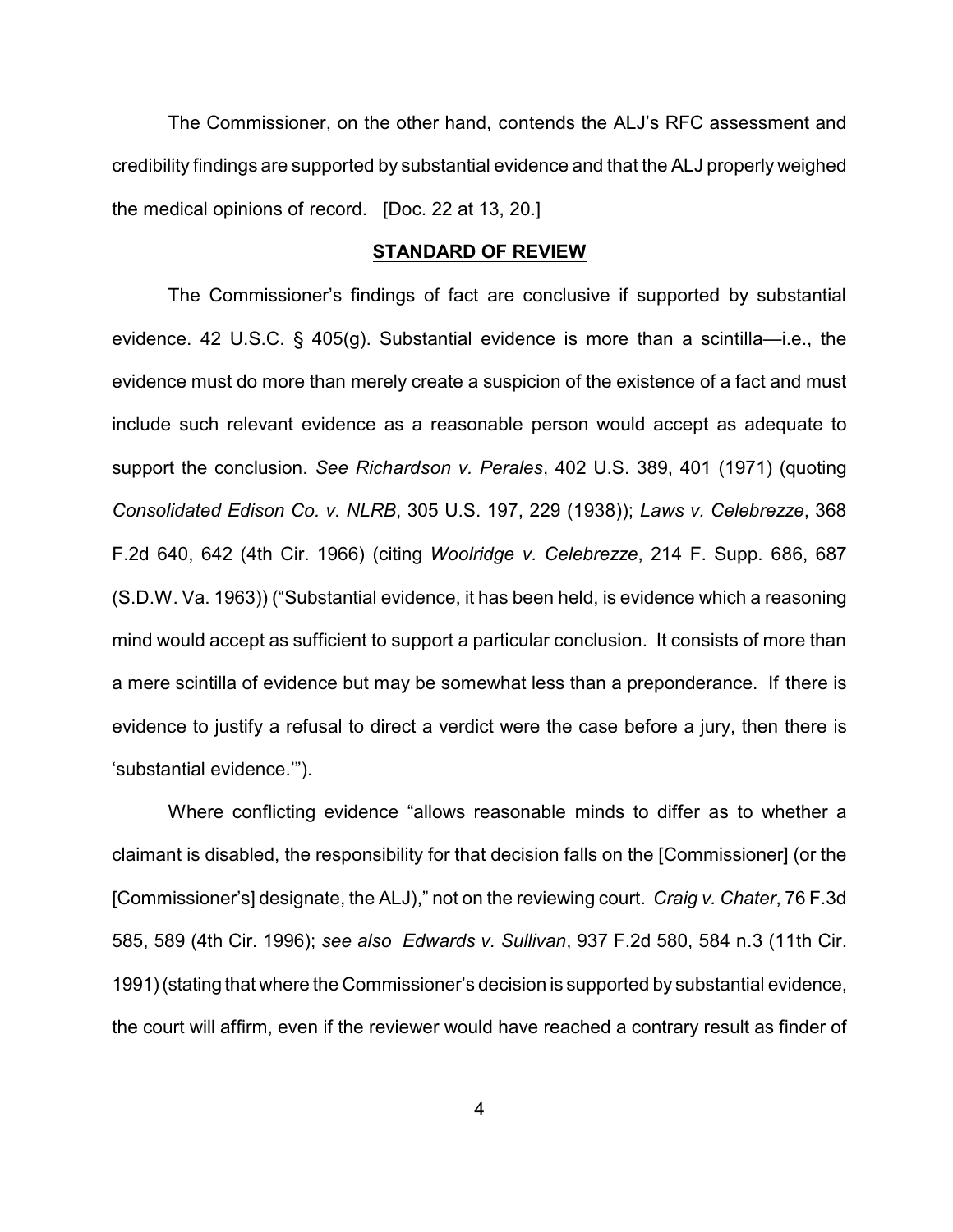The Commissioner, on the other hand, contends the ALJ's RFC assessment and credibility findings are supported by substantial evidence and that the ALJ properly weighed the medical opinions of record. [Doc. 22 at 13, 20.]

## STANDARD OF REVIEW

The Commissioner's findings of fact are conclusive if supported by substantial evidence. 42 U.S.C. § 405(g). Substantial evidence is more than a scintilla—i.e., the evidence must do more than merely create a suspicion of the existence of a fact and must include such relevant evidence as a reasonable person would accept as adequate to support the conclusion. *See Richardson v. Perales*, 402 U.S. 389, 401 (1971) (quoting *Consolidated Edison Co. v. NLRB*, 305 U.S. 197, 229 (1938)); *Laws v. Celebrezze*, 368 F.2d 640, 642 (4th Cir. 1966) (citing *Woolridge v. Celebrezze*, 214 F. Supp. 686, 687 (S.D.W. Va. 1963)) ("Substantial evidence, it has been held, is evidence which a reasoning mind would accept as sufficient to support a particular conclusion. It consists of more than a mere scintilla of evidence but may be somewhat less than a preponderance. If there is evidence to justify a refusal to direct a verdict were the case before a jury, then there is 'substantial evidence.'").

Where conflicting evidence "allows reasonable minds to differ as to whether a claimant is disabled, the responsibility for that decision falls on the [Commissioner] (or the [Commissioner's] designate, the ALJ)," not on the reviewing court. *Craig v. Chater*, 76 F.3d 585, 589 (4th Cir. 1996); *see also Edwards v. Sullivan*, 937 F.2d 580, 584 n.3 (11th Cir. 1991) (stating that where the Commissioner's decision is supported by substantial evidence, the court will affirm, even if the reviewer would have reached a contrary result as finder of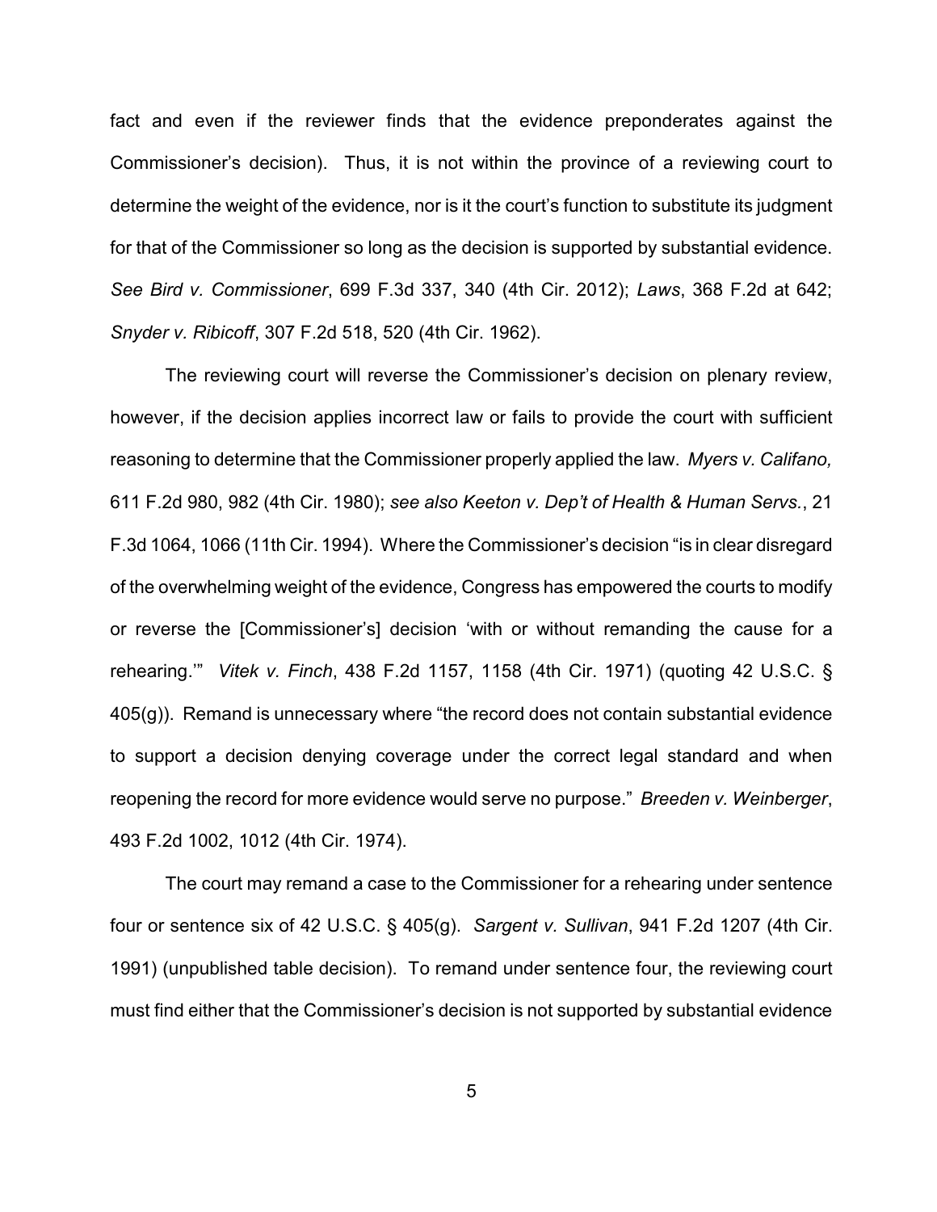fact and even if the reviewer finds that the evidence preponderates against the Commissioner's decision). Thus, it is not within the province of a reviewing court to determine the weight of the evidence, nor is it the court's function to substitute its judgment for that of the Commissioner so long as the decision is supported by substantial evidence. *See Bird v. Commissioner*, 699 F.3d 337, 340 (4th Cir. 2012); *Laws*, 368 F.2d at 642; *Snyder v. Ribicoff*, 307 F.2d 518, 520 (4th Cir. 1962).

The reviewing court will reverse the Commissioner's decision on plenary review, however, if the decision applies incorrect law or fails to provide the court with sufficient reasoning to determine that the Commissioner properly applied the law. *Myers v. Califano,* 611 F.2d 980, 982 (4th Cir. 1980); *see also Keeton v. Dep't of Health & Human Servs.*, 21 F.3d 1064, 1066 (11th Cir. 1994). Where the Commissioner's decision "is in clear disregard of the overwhelming weight of the evidence, Congress has empowered the courts to modify or reverse the [Commissioner's] decision 'with or without remanding the cause for a rehearing.'" *Vitek v. Finch*, 438 F.2d 1157, 1158 (4th Cir. 1971) (quoting 42 U.S.C. § 405(g)). Remand is unnecessary where "the record does not contain substantial evidence to support a decision denying coverage under the correct legal standard and when reopening the record for more evidence would serve no purpose." *Breeden v. Weinberger*, 493 F.2d 1002, 1012 (4th Cir. 1974).

The court may remand a case to the Commissioner for a rehearing under sentence four or sentence six of 42 U.S.C. § 405(g). *Sargent v. Sullivan*, 941 F.2d 1207 (4th Cir. 1991) (unpublished table decision). To remand under sentence four, the reviewing court must find either that the Commissioner's decision is not supported by substantial evidence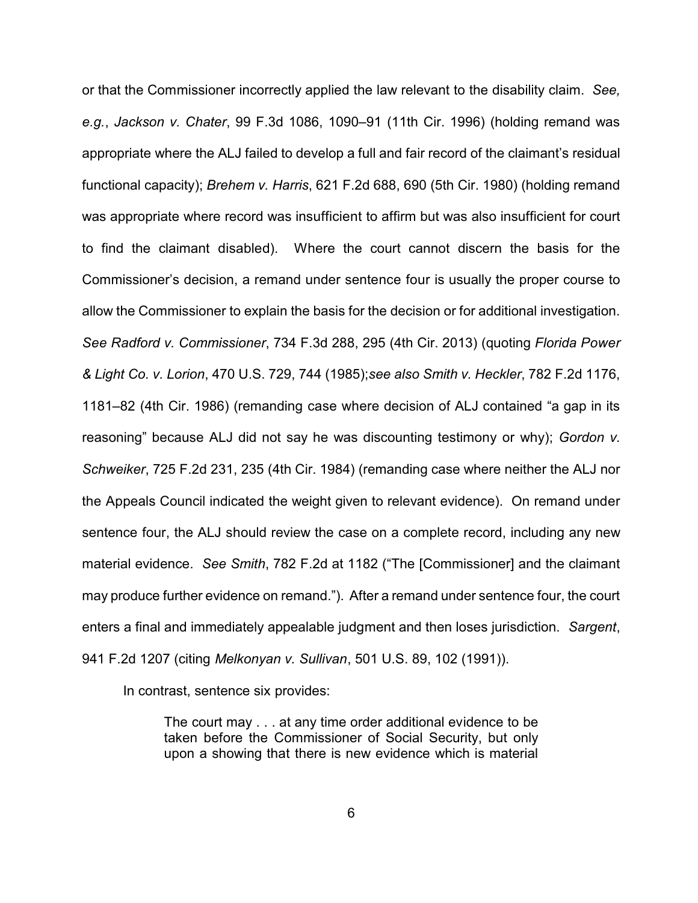or that the Commissioner incorrectly applied the law relevant to the disability claim. *See, e.g.*, *Jackson v. Chater*, 99 F.3d 1086, 1090–91 (11th Cir. 1996) (holding remand was appropriate where the ALJ failed to develop a full and fair record of the claimant's residual functional capacity); *Brehem v. Harris*, 621 F.2d 688, 690 (5th Cir. 1980) (holding remand was appropriate where record was insufficient to affirm but was also insufficient for court to find the claimant disabled). Where the court cannot discern the basis for the Commissioner's decision, a remand under sentence four is usually the proper course to allow the Commissioner to explain the basis for the decision or for additional investigation. *See Radford v. Commissioner*, 734 F.3d 288, 295 (4th Cir. 2013) (quoting *Florida Power & Light Co. v. Lorion*, 470 U.S. 729, 744 (1985);*see also Smith v. Heckler*, 782 F.2d 1176, 1181–82 (4th Cir. 1986) (remanding case where decision of ALJ contained "a gap in its reasoning" because ALJ did not say he was discounting testimony or why); *Gordon v. Schweiker*, 725 F.2d 231, 235 (4th Cir. 1984) (remanding case where neither the ALJ nor the Appeals Council indicated the weight given to relevant evidence). On remand under sentence four, the ALJ should review the case on a complete record, including any new material evidence. *See Smith*, 782 F.2d at 1182 ("The [Commissioner] and the claimant may produce further evidence on remand."). After a remand under sentence four, the court enters a final and immediately appealable judgment and then loses jurisdiction. *Sargent*, 941 F.2d 1207 (citing *Melkonyan v. Sullivan*, 501 U.S. 89, 102 (1991)).

In contrast, sentence six provides:

> The court may . . . at any time order additional evidence to be taken before the Commissioner of Social Security, but only upon a showing that there is new evidence which is material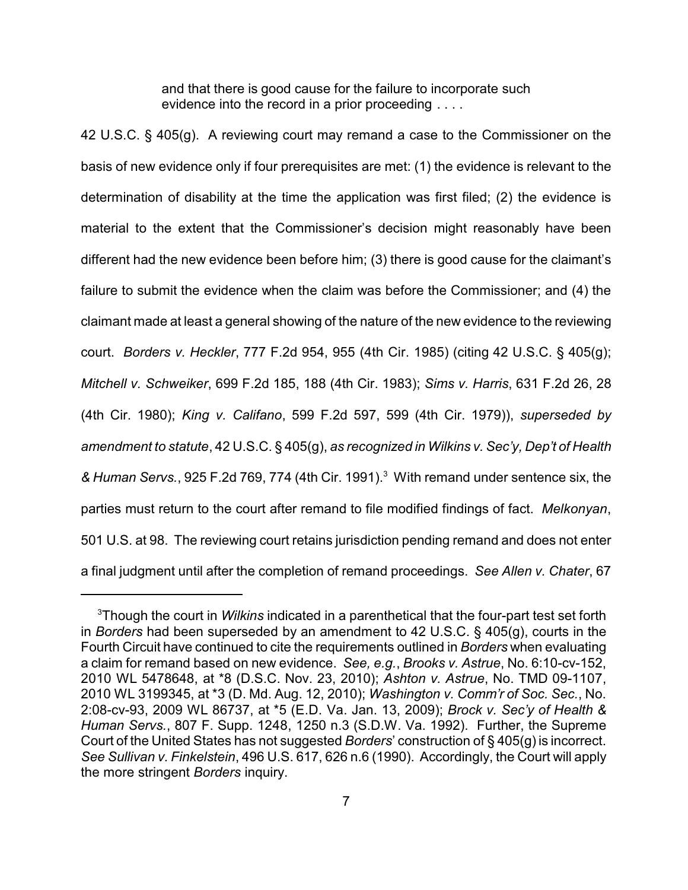> and that there is good cause for the failure to incorporate such evidence into the record in a prior proceeding . . . .

42 U.S.C. § 405(g). A reviewing court may remand a case to the Commissioner on the basis of new evidence only if four prerequisites are met: (1) the evidence is relevant to the determination of disability at the time the application was first filed; (2) the evidence is material to the extent that the Commissioner's decision might reasonably have been different had the new evidence been before him; (3) there is good cause for the claimant's failure to submit the evidence when the claim was before the Commissioner; and (4) the claimant made at least a general showing of the nature of the new evidence to the reviewing court. *Borders v. Heckler*, 777 F.2d 954, 955 (4th Cir. 1985) (citing 42 U.S.C. § 405(g); *Mitchell v. Schweiker*, 699 F.2d 185, 188 (4th Cir. 1983); *Sims v. Harris*, 631 F.2d 26, 28 (4th Cir. 1980); *King v. Califano*, 599 F.2d 597, 599 (4th Cir. 1979)), *superseded by amendment to statute*, 42 U.S.C. § 405(g), *as recognized in Wilkins v. Sec'y, Dep't of Health & Human Servs.*, 925 F.2d 769, 774 (4th Cir. 1991).[3] With remand under sentence six, the parties must return to the court after remand to file modified findings of fact. *Melkonyan*, 501 U.S. at 98. The reviewing court retains jurisdiction pending remand and does not enter a final judgment until after the completion of remand proceedings. *See Allen v. Chater*, 67

[3] Though the court in *Wilkins* indicated in a parenthetical that the four-part test set forth in *Borders* had been superseded by an amendment to 42 U.S.C. § 405(g), courts in the Fourth Circuit have continued to cite the requirements outlined in *Borders* when evaluating a claim for remand based on new evidence. *See, e.g.*, *Brooks v. Astrue*, No. 6:10-cv-152, 2010 WL 5478648, at *8 (D.S.C. Nov. 23, 2010); *Ashton v. Astrue*, No. TMD 09-1107, 2010 WL 3199345, at *3 (D. Md. Aug. 12, 2010); *Washington v. Comm'r of Soc. Sec.*, No. 2:08-cv-93, 2009 WL 86737, at *5 (E.D. Va. Jan. 13, 2009); *Brock v. Sec'y of Health & Human Servs.*, 807 F. Supp. 1248, 1250 n.3 (S.D.W. Va. 1992). Further, the Supreme Court of the United States has not suggested *Borders*' construction of § 405(g) is incorrect. *See Sullivan v. Finkelstein*, 496 U.S. 617, 626 n.6 (1990). Accordingly, the Court will apply the more stringent *Borders* inquiry.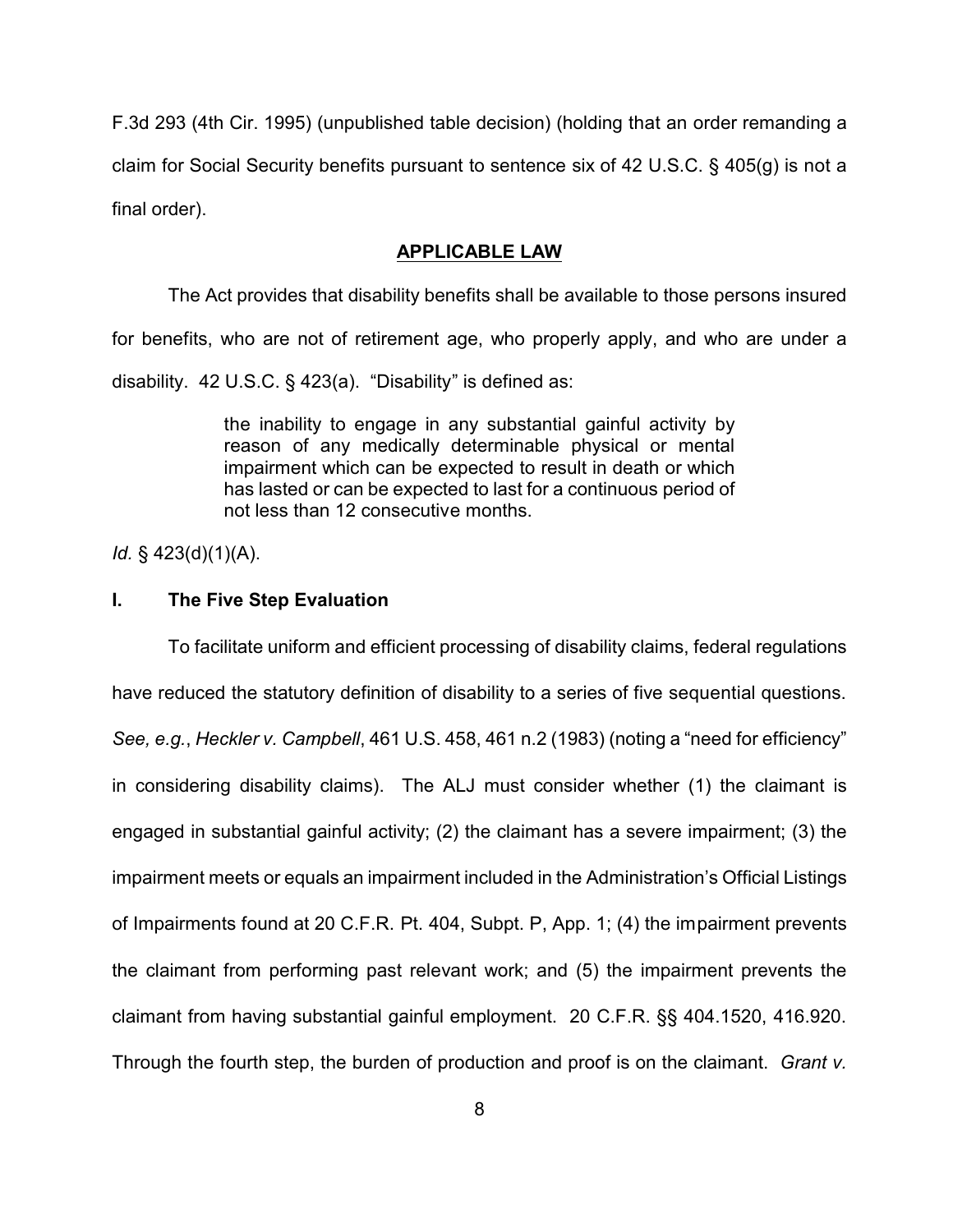F.3d 293 (4th Cir. 1995) (unpublished table decision) (holding that an order remanding a claim for Social Security benefits pursuant to sentence six of 42 U.S.C. § 405(g) is not a final order).

## **APPLICABLE LAW**

The Act provides that disability benefits shall be available to those persons insured for benefits, who are not of retirement age, who properly apply, and who are under a disability. 42 U.S.C. § 423(a). "Disability" is defined as:

> the inability to engage in any substantial gainful activity by reason of any medically determinable physical or mental impairment which can be expected to result in death or which has lasted or can be expected to last for a continuous period of not less than 12 consecutive months.

*Id.* § 423(d)(1)(A).

### **I. The Five Step Evaluation**

To facilitate uniform and efficient processing of disability claims, federal regulations have reduced the statutory definition of disability to a series of five sequential questions. *See, e.g.*, *Heckler v. Campbell*, 461 U.S. 458, 461 n.2 (1983) (noting a "need for efficiency" in considering disability claims). The ALJ must consider whether (1) the claimant is engaged in substantial gainful activity; (2) the claimant has a severe impairment; (3) the impairment meets or equals an impairment included in the Administration's Official Listings of Impairments found at 20 C.F.R. Pt. 404, Subpt. P, App. 1; (4) the impairment prevents the claimant from performing past relevant work; and (5) the impairment prevents the claimant from having substantial gainful employment. 20 C.F.R. §§ 404.1520, 416.920. Through the fourth step, the burden of production and proof is on the claimant. *Grant v.*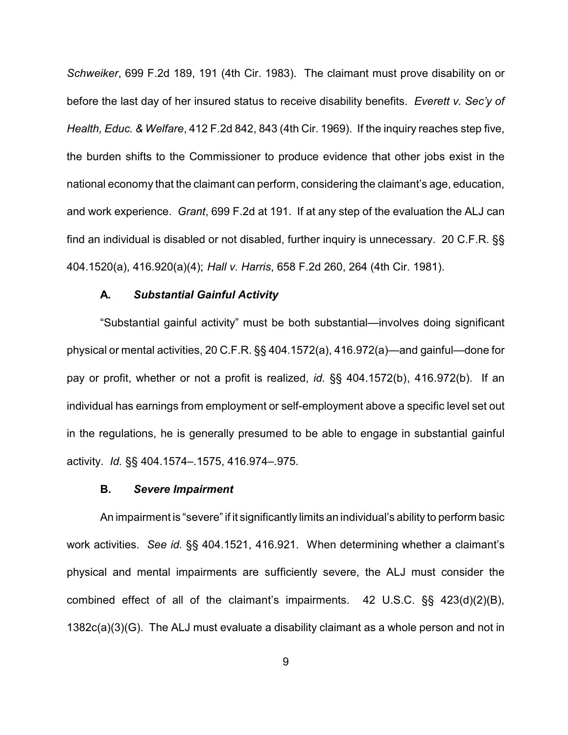*Schweiker*, 699 F.2d 189, 191 (4th Cir. 1983). The claimant must prove disability on or before the last day of her insured status to receive disability benefits. *Everett v. Sec'y of Health, Educ. & Welfare*, 412 F.2d 842, 843 (4th Cir. 1969). If the inquiry reaches step five, the burden shifts to the Commissioner to produce evidence that other jobs exist in the national economy that the claimant can perform, considering the claimant's age, education, and work experience. *Grant*, 699 F.2d at 191. If at any step of the evaluation the ALJ can find an individual is disabled or not disabled, further inquiry is unnecessary. 20 C.F.R. §§ 404.1520(a), 416.920(a)(4); *Hall v. Harris*, 658 F.2d 260, 264 (4th Cir. 1981).

### A. *Substantial Gainful Activity*

"Substantial gainful activity" must be both substantial—involves doing significant physical or mental activities, 20 C.F.R. §§ 404.1572(a), 416.972(a)—and gainful—done for pay or profit, whether or not a profit is realized, *id.* §§ 404.1572(b), 416.972(b). If an individual has earnings from employment or self-employment above a specific level set out in the regulations, he is generally presumed to be able to engage in substantial gainful activity. *Id.* §§ 404.1574–.1575, 416.974–.975.

### B. *Severe Impairment*

An impairment is "severe" if it significantly limits an individual's ability to perform basic work activities. *See id.* §§ 404.1521, 416.921. When determining whether a claimant's physical and mental impairments are sufficiently severe, the ALJ must consider the combined effect of all of the claimant's impairments. 42 U.S.C. §§ 423(d)(2)(B), 1382c(a)(3)(G). The ALJ must evaluate a disability claimant as a whole person and not in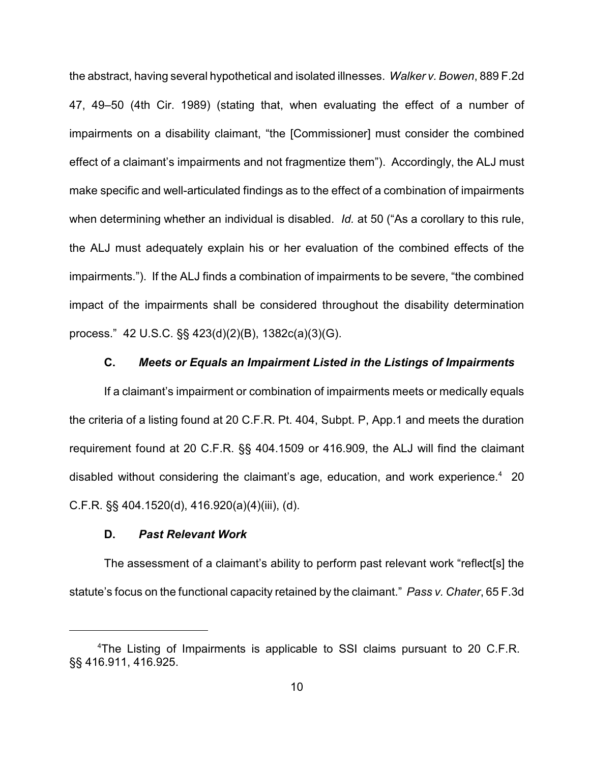the abstract, having several hypothetical and isolated illnesses. *Walker v. Bowen*, 889 F.2d 47, 49–50 (4th Cir. 1989) (stating that, when evaluating the effect of a number of impairments on a disability claimant, "the [Commissioner] must consider the combined effect of a claimant's impairments and not fragmentize them"). Accordingly, the ALJ must make specific and well-articulated findings as to the effect of a combination of impairments when determining whether an individual is disabled. *Id.* at 50 ("As a corollary to this rule, the ALJ must adequately explain his or her evaluation of the combined effects of the impairments."). If the ALJ finds a combination of impairments to be severe, "the combined impact of the impairments shall be considered throughout the disability determination process." 42 U.S.C. §§ 423(d)(2)(B), 1382c(a)(3)(G).

### C. *Meets or Equals an Impairment Listed in the Listings of Impairments*

If a claimant's impairment or combination of impairments meets or medically equals the criteria of a listing found at 20 C.F.R. Pt. 404, Subpt. P, App.1 and meets the duration requirement found at 20 C.F.R. §§ 404.1509 or 416.909, the ALJ will find the claimant disabled without considering the claimant's age, education, and work experience.[4] 20 C.F.R. §§ 404.1520(d), 416.920(a)(4)(iii), (d).

### D. *Past Relevant Work*

The assessment of a claimant's ability to perform past relevant work "reflect[s] the statute's focus on the functional capacity retained by the claimant." *Pass v. Chater*, 65 F.3d

---

[4]The Listing of Impairments is applicable to SSI claims pursuant to 20 C.F.R. §§ 416.911, 416.925.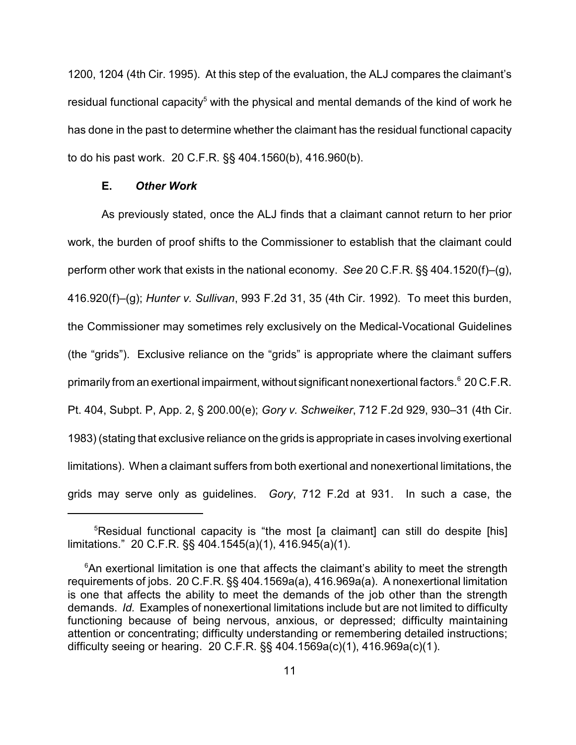1200, 1204 (4th Cir. 1995). At this step of the evaluation, the ALJ compares the claimant's residual functional capacity[5] with the physical and mental demands of the kind of work he has done in the past to determine whether the claimant has the residual functional capacity to do his past work. 20 C.F.R. §§ 404.1560(b), 416.960(b).

### E. *Other Work*

As previously stated, once the ALJ finds that a claimant cannot return to her prior work, the burden of proof shifts to the Commissioner to establish that the claimant could perform other work that exists in the national economy. *See* 20 C.F.R. §§ 404.1520(f)–(g), 416.920(f)–(g); *Hunter v. Sullivan*, 993 F.2d 31, 35 (4th Cir. 1992). To meet this burden, the Commissioner may sometimes rely exclusively on the Medical-Vocational Guidelines (the "grids"). Exclusive reliance on the "grids" is appropriate where the claimant suffers primarily from an exertional impairment, without significant nonexertional factors.[6] 20 C.F.R. Pt. 404, Subpt. P, App. 2, § 200.00(e); *Gory v. Schweiker*, 712 F.2d 929, 930–31 (4th Cir. 1983) (stating that exclusive reliance on the grids is appropriate in cases involving exertional limitations). When a claimant suffers from both exertional and nonexertional limitations, the grids may serve only as guidelines. *Gory*, 712 F.2d at 931. In such a case, the

---

[5]Residual functional capacity is "the most [a claimant] can still do despite [his] limitations." 20 C.F.R. §§ 404.1545(a)(1), 416.945(a)(1).

[6]An exertional limitation is one that affects the claimant's ability to meet the strength requirements of jobs. 20 C.F.R. §§ 404.1569a(a), 416.969a(a). A nonexertional limitation is one that affects the ability to meet the demands of the job other than the strength demands. *Id.* Examples of nonexertional limitations include but are not limited to difficulty functioning because of being nervous, anxious, or depressed; difficulty maintaining attention or concentrating; difficulty understanding or remembering detailed instructions; difficulty seeing or hearing. 20 C.F.R. §§ 404.1569a(c)(1), 416.969a(c)(1).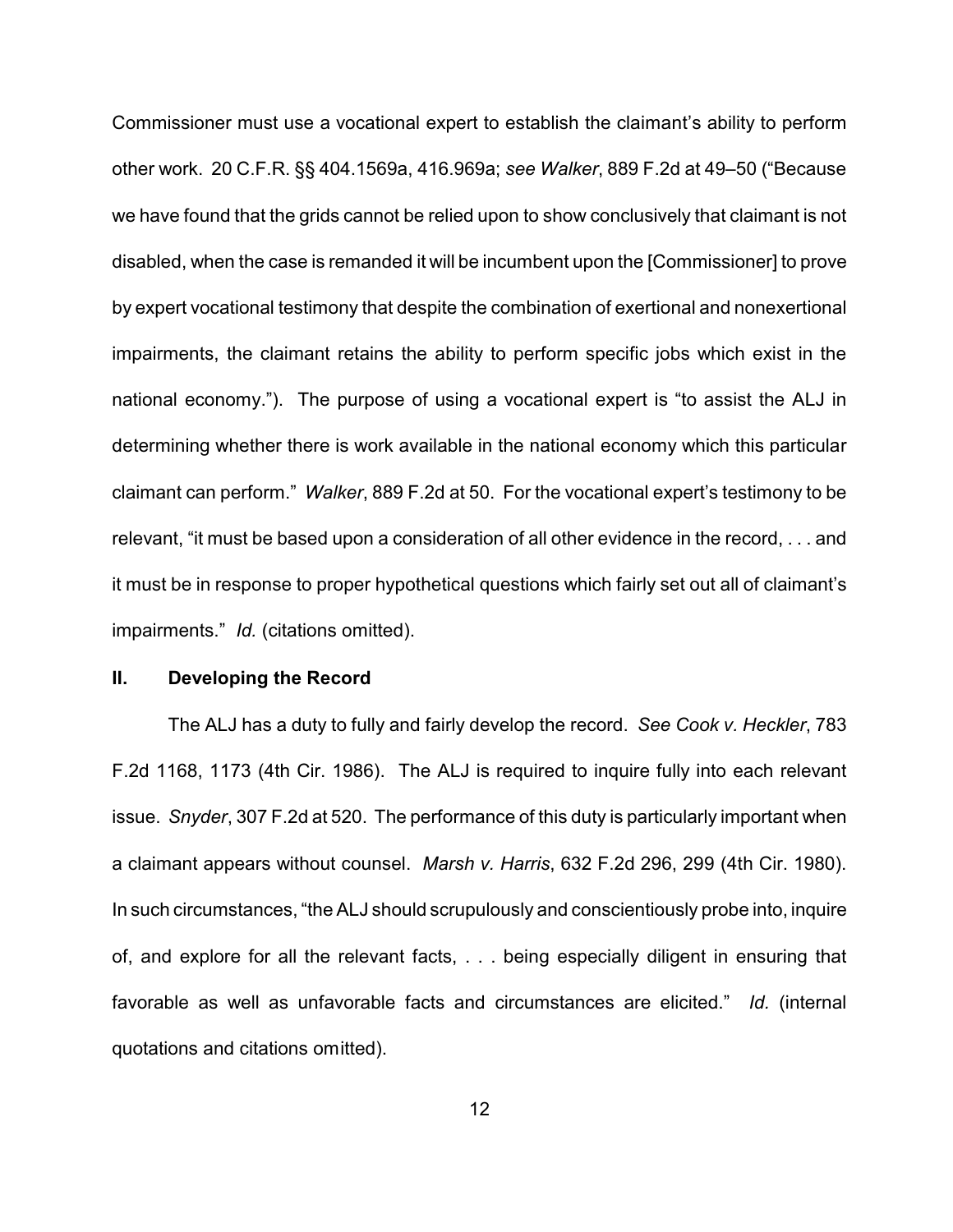Commissioner must use a vocational expert to establish the claimant's ability to perform other work. 20 C.F.R. §§ 404.1569a, 416.969a; *see Walker*, 889 F.2d at 49–50 ("Because we have found that the grids cannot be relied upon to show conclusively that claimant is not disabled, when the case is remanded it will be incumbent upon the [Commissioner] to prove by expert vocational testimony that despite the combination of exertional and nonexertional impairments, the claimant retains the ability to perform specific jobs which exist in the national economy."). The purpose of using a vocational expert is "to assist the ALJ in determining whether there is work available in the national economy which this particular claimant can perform." *Walker*, 889 F.2d at 50. For the vocational expert's testimony to be relevant, "it must be based upon a consideration of all other evidence in the record, . . . and it must be in response to proper hypothetical questions which fairly set out all of claimant's impairments." *Id.* (citations omitted).

## II. Developing the Record

The ALJ has a duty to fully and fairly develop the record. *See Cook v. Heckler*, 783 F.2d 1168, 1173 (4th Cir. 1986). The ALJ is required to inquire fully into each relevant issue. *Snyder*, 307 F.2d at 520. The performance of this duty is particularly important when a claimant appears without counsel. *Marsh v. Harris*, 632 F.2d 296, 299 (4th Cir. 1980). In such circumstances, "the ALJ should scrupulously and conscientiously probe into, inquire of, and explore for all the relevant facts, . . . being especially diligent in ensuring that favorable as well as unfavorable facts and circumstances are elicited." *Id.* (internal quotations and citations omitted).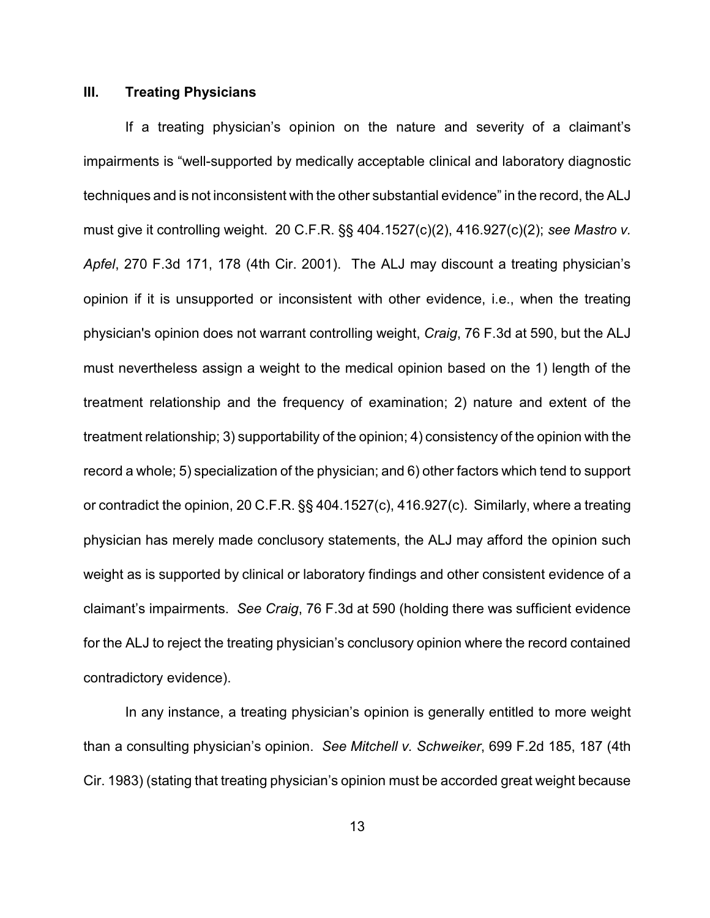### III. Treating Physicians

If a treating physician's opinion on the nature and severity of a claimant's impairments is "well-supported by medically acceptable clinical and laboratory diagnostic techniques and is not inconsistent with the other substantial evidence" in the record, the ALJ must give it controlling weight. 20 C.F.R. §§ 404.1527(c)(2), 416.927(c)(2); *see Mastro v. Apfel*, 270 F.3d 171, 178 (4th Cir. 2001). The ALJ may discount a treating physician's opinion if it is unsupported or inconsistent with other evidence, i.e., when the treating physician's opinion does not warrant controlling weight, *Craig*, 76 F.3d at 590, but the ALJ must nevertheless assign a weight to the medical opinion based on the 1) length of the treatment relationship and the frequency of examination; 2) nature and extent of the treatment relationship; 3) supportability of the opinion; 4) consistency of the opinion with the record a whole; 5) specialization of the physician; and 6) other factors which tend to support or contradict the opinion, 20 C.F.R. §§ 404.1527(c), 416.927(c). Similarly, where a treating physician has merely made conclusory statements, the ALJ may afford the opinion such weight as is supported by clinical or laboratory findings and other consistent evidence of a claimant's impairments. *See Craig*, 76 F.3d at 590 (holding there was sufficient evidence for the ALJ to reject the treating physician's conclusory opinion where the record contained contradictory evidence).

In any instance, a treating physician's opinion is generally entitled to more weight than a consulting physician's opinion. *See Mitchell v. Schweiker*, 699 F.2d 185, 187 (4th Cir. 1983) (stating that treating physician's opinion must be accorded great weight because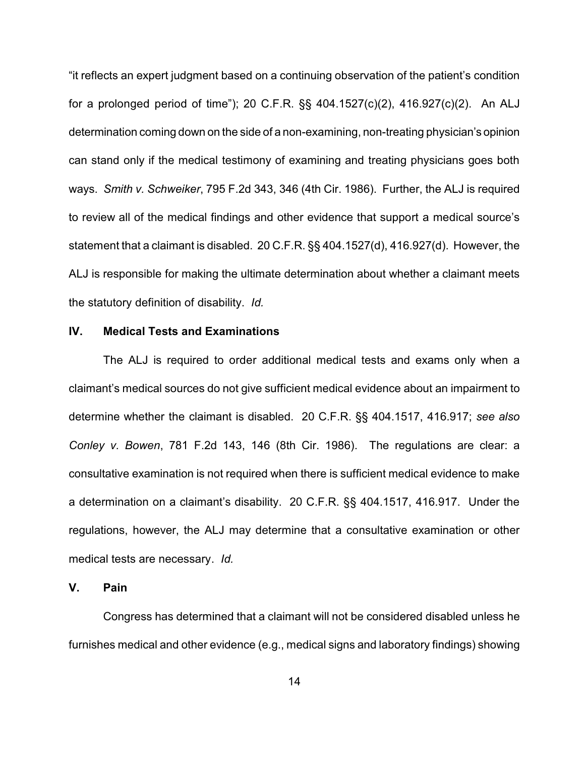"it reflects an expert judgment based on a continuing observation of the patient's condition for a prolonged period of time"); 20 C.F.R. §§ 404.1527(c)(2), 416.927(c)(2). An ALJ determination coming down on the side of a non-examining, non-treating physician's opinion can stand only if the medical testimony of examining and treating physicians goes both ways. *Smith v. Schweiker*, 795 F.2d 343, 346 (4th Cir. 1986). Further, the ALJ is required to review all of the medical findings and other evidence that support a medical source's statement that a claimant is disabled. 20 C.F.R. §§ 404.1527(d), 416.927(d). However, the ALJ is responsible for making the ultimate determination about whether a claimant meets the statutory definition of disability. *Id.*

## IV. Medical Tests and Examinations

The ALJ is required to order additional medical tests and exams only when a claimant's medical sources do not give sufficient medical evidence about an impairment to determine whether the claimant is disabled. 20 C.F.R. §§ 404.1517, 416.917; *see also Conley v. Bowen*, 781 F.2d 143, 146 (8th Cir. 1986). The regulations are clear: a consultative examination is not required when there is sufficient medical evidence to make a determination on a claimant's disability. 20 C.F.R. §§ 404.1517, 416.917. Under the regulations, however, the ALJ may determine that a consultative examination or other medical tests are necessary. *Id.*

## V. Pain

Congress has determined that a claimant will not be considered disabled unless he furnishes medical and other evidence (e.g., medical signs and laboratory findings) showing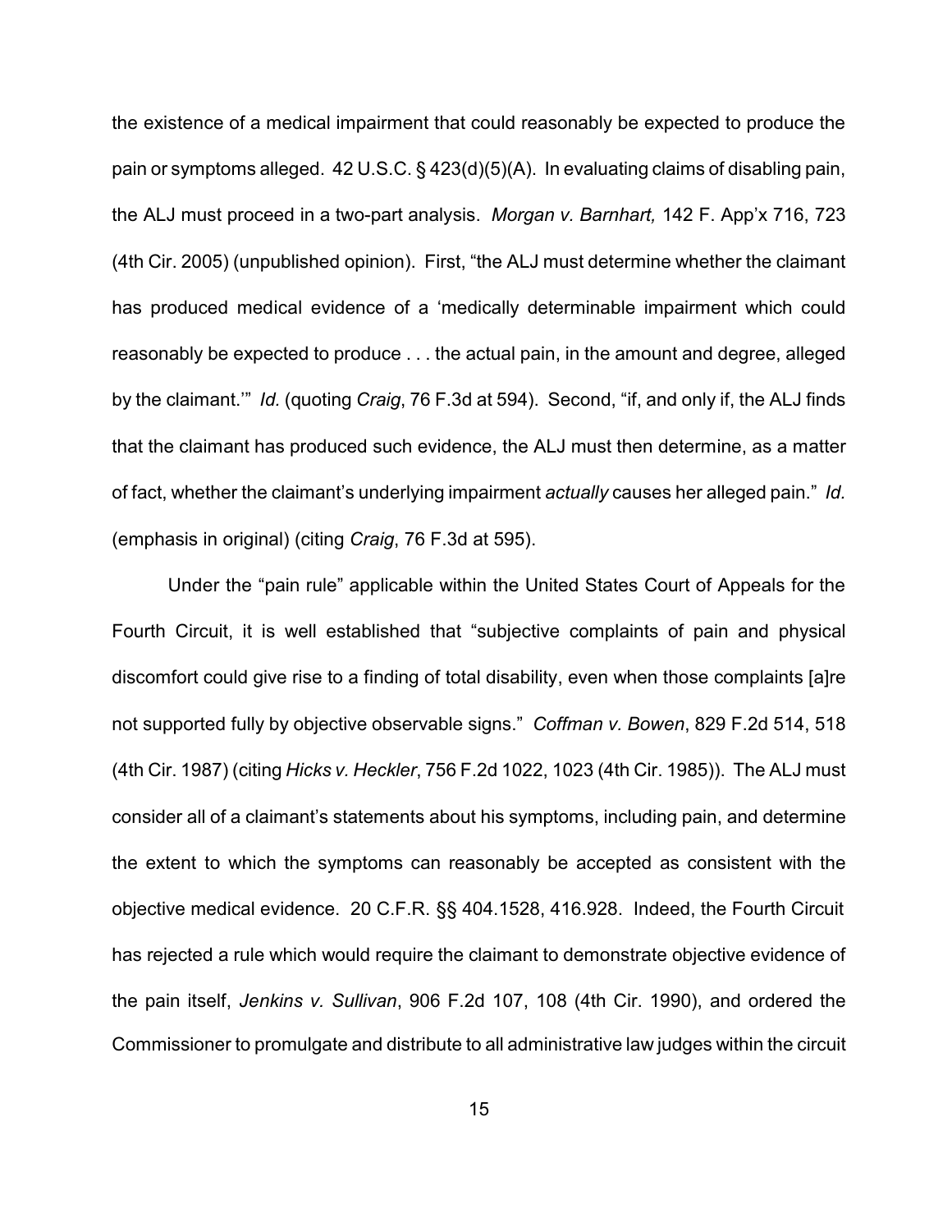the existence of a medical impairment that could reasonably be expected to produce the pain or symptoms alleged. 42 U.S.C. § 423(d)(5)(A). In evaluating claims of disabling pain, the ALJ must proceed in a two-part analysis. *Morgan v. Barnhart,* 142 F. App'x 716, 723 (4th Cir. 2005) (unpublished opinion). First, "the ALJ must determine whether the claimant has produced medical evidence of a 'medically determinable impairment which could reasonably be expected to produce . . . the actual pain, in the amount and degree, alleged by the claimant.'" *Id.* (quoting *Craig*, 76 F.3d at 594). Second, "if, and only if, the ALJ finds that the claimant has produced such evidence, the ALJ must then determine, as a matter of fact, whether the claimant's underlying impairment *actually* causes her alleged pain." *Id.* (emphasis in original) (citing *Craig*, 76 F.3d at 595).

Under the "pain rule" applicable within the United States Court of Appeals for the Fourth Circuit, it is well established that "subjective complaints of pain and physical discomfort could give rise to a finding of total disability, even when those complaints [a]re not supported fully by objective observable signs." *Coffman v. Bowen*, 829 F.2d 514, 518 (4th Cir. 1987) (citing *Hicks v. Heckler*, 756 F.2d 1022, 1023 (4th Cir. 1985)). The ALJ must consider all of a claimant's statements about his symptoms, including pain, and determine the extent to which the symptoms can reasonably be accepted as consistent with the objective medical evidence. 20 C.F.R. §§ 404.1528, 416.928. Indeed, the Fourth Circuit has rejected a rule which would require the claimant to demonstrate objective evidence of the pain itself, *Jenkins v. Sullivan*, 906 F.2d 107, 108 (4th Cir. 1990), and ordered the Commissioner to promulgate and distribute to all administrative law judges within the circuit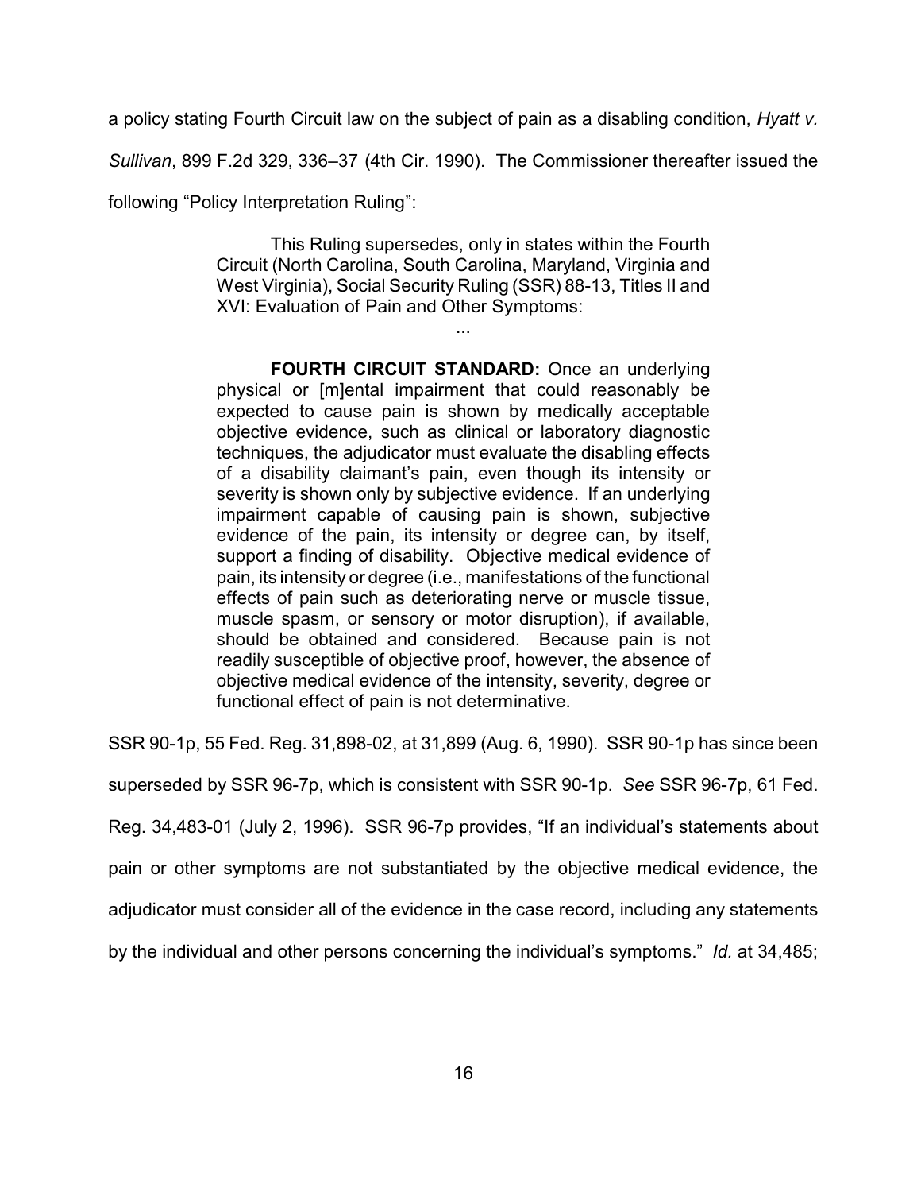a policy stating Fourth Circuit law on the subject of pain as a disabling condition, *Hyatt v. Sullivan*, 899 F.2d 329, 336–37 (4th Cir. 1990). The Commissioner thereafter issued the following "Policy Interpretation Ruling":

> This Ruling supersedes, only in states within the Fourth Circuit (North Carolina, South Carolina, Maryland, Virginia and West Virginia), Social Security Ruling (SSR) 88-13, Titles II and XVI: Evaluation of Pain and Other Symptoms:
>
> ...
>
> **FOURTH CIRCUIT STANDARD:** Once an underlying physical or [m]ental impairment that could reasonably be expected to cause pain is shown by medically acceptable objective evidence, such as clinical or laboratory diagnostic techniques, the adjudicator must evaluate the disabling effects of a disability claimant's pain, even though its intensity or severity is shown only by subjective evidence. If an underlying impairment capable of causing pain is shown, subjective evidence of the pain, its intensity or degree can, by itself, support a finding of disability. Objective medical evidence of pain, its intensity or degree (i.e., manifestations of the functional effects of pain such as deteriorating nerve or muscle tissue, muscle spasm, or sensory or motor disruption), if available, should be obtained and considered. Because pain is not readily susceptible of objective proof, however, the absence of objective medical evidence of the intensity, severity, degree or functional effect of pain is not determinative.

SSR 90-1p, 55 Fed. Reg. 31,898-02, at 31,899 (Aug. 6, 1990). SSR 90-1p has since been superseded by SSR 96-7p, which is consistent with SSR 90-1p. *See* SSR 96-7p, 61 Fed. Reg. 34,483-01 (July 2, 1996). SSR 96-7p provides, "If an individual's statements about pain or other symptoms are not substantiated by the objective medical evidence, the adjudicator must consider all of the evidence in the case record, including any statements by the individual and other persons concerning the individual's symptoms." *Id.* at 34,485;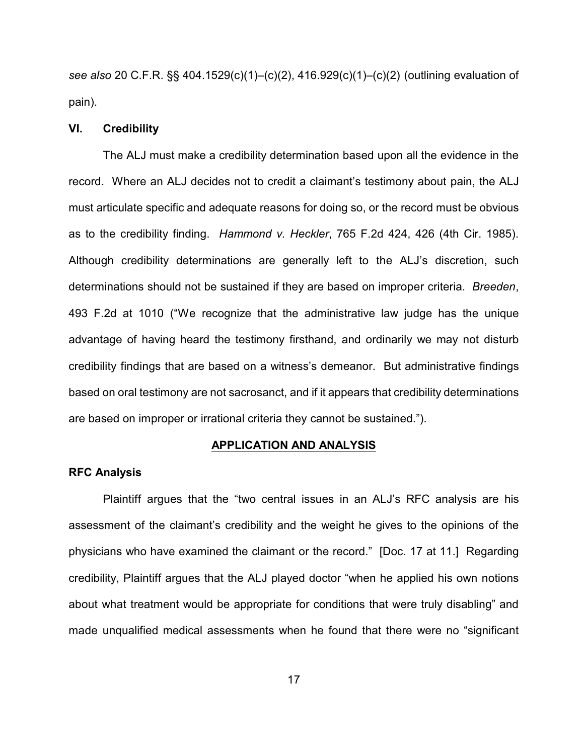*see also* 20 C.F.R. §§ 404.1529(c)(1)–(c)(2), 416.929(c)(1)–(c)(2) (outlining evaluation of pain).

### VI. Credibility

The ALJ must make a credibility determination based upon all the evidence in the record. Where an ALJ decides not to credit a claimant's testimony about pain, the ALJ must articulate specific and adequate reasons for doing so, or the record must be obvious as to the credibility finding. *Hammond v. Heckler*, 765 F.2d 424, 426 (4th Cir. 1985). Although credibility determinations are generally left to the ALJ's discretion, such determinations should not be sustained if they are based on improper criteria. *Breeden*, 493 F.2d at 1010 ("We recognize that the administrative law judge has the unique advantage of having heard the testimony firsthand, and ordinarily we may not disturb credibility findings that are based on a witness's demeanor. But administrative findings based on oral testimony are not sacrosanct, and if it appears that credibility determinations are based on improper or irrational criteria they cannot be sustained.").

## APPLICATION AND ANALYSIS

### RFC Analysis

Plaintiff argues that the "two central issues in an ALJ's RFC analysis are his assessment of the claimant's credibility and the weight he gives to the opinions of the physicians who have examined the claimant or the record." [Doc. 17 at 11.] Regarding credibility, Plaintiff argues that the ALJ played doctor "when he applied his own notions about what treatment would be appropriate for conditions that were truly disabling" and made unqualified medical assessments when he found that there were no "significant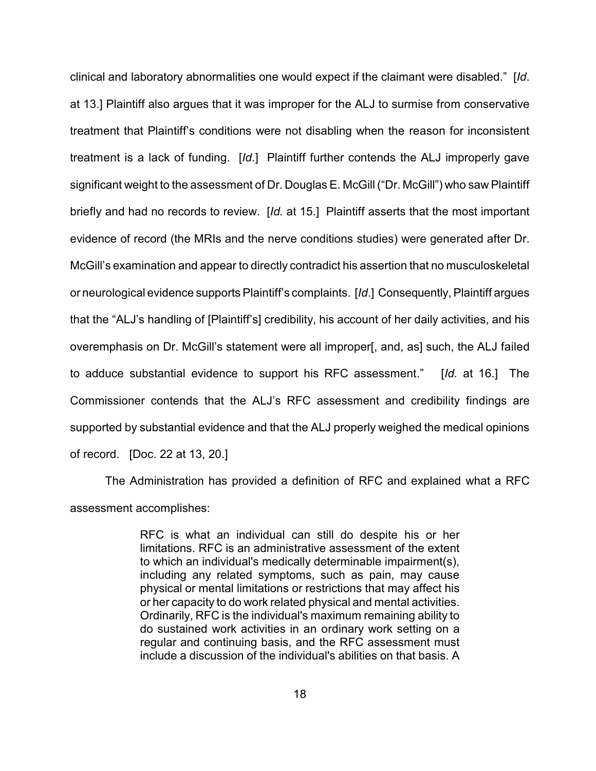clinical and laboratory abnormalities one would expect if the claimant were disabled." [*Id*. at 13.] Plaintiff also argues that it was improper for the ALJ to surmise from conservative treatment that Plaintiff's conditions were not disabling when the reason for inconsistent treatment is a lack of funding. [*Id*.] Plaintiff further contends the ALJ improperly gave significant weight to the assessment of Dr. Douglas E. McGill ("Dr. McGill") who saw Plaintiff briefly and had no records to review. [*Id.* at 15.] Plaintiff asserts that the most important evidence of record (the MRIs and the nerve conditions studies) were generated after Dr. McGill's examination and appear to directly contradict his assertion that no musculoskeletal or neurological evidence supports Plaintiff's complaints. [*Id*.] Consequently, Plaintiff argues that the "ALJ's handling of [Plaintiff's] credibility, his account of her daily activities, and his overemphasis on Dr. McGill's statement were all improper[, and, as] such, the ALJ failed to adduce substantial evidence to support his RFC assessment." [*Id.* at 16.] The Commissioner contends that the ALJ's RFC assessment and credibility findings are supported by substantial evidence and that the ALJ properly weighed the medical opinions of record. [Doc. 22 at 13, 20.]

The Administration has provided a definition of RFC and explained what a RFC assessment accomplishes:

> RFC is what an individual can still do despite his or her limitations. RFC is an administrative assessment of the extent to which an individual's medically determinable impairment(s), including any related symptoms, such as pain, may cause physical or mental limitations or restrictions that may affect his or her capacity to do work related physical and mental activities. Ordinarily, RFC is the individual's maximum remaining ability to do sustained work activities in an ordinary work setting on a regular and continuing basis, and the RFC assessment must include a discussion of the individual's abilities on that basis. A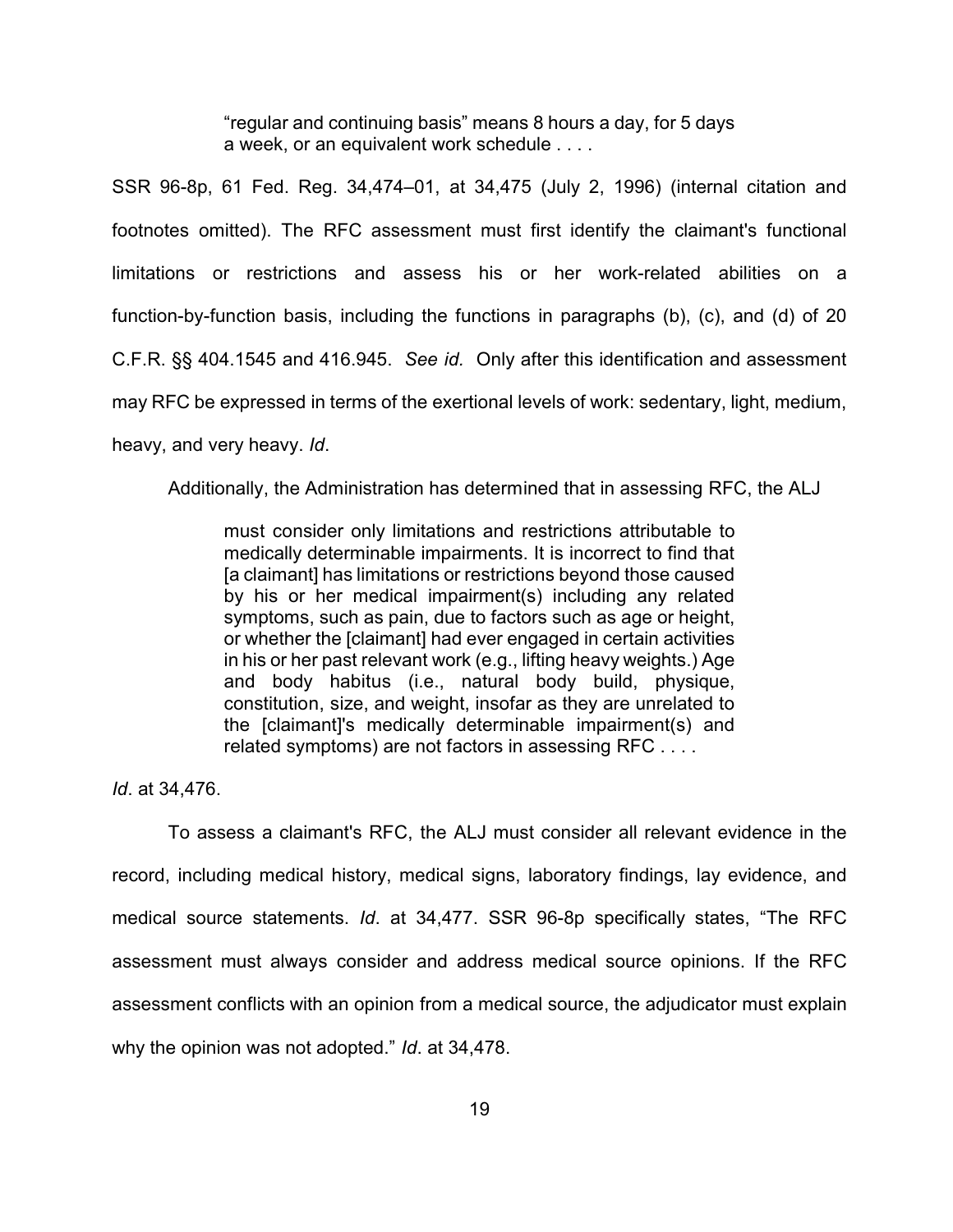> "regular and continuing basis" means 8 hours a day, for 5 days a week, or an equivalent work schedule . . . .

SSR 96-8p, 61 Fed. Reg. 34,474–01, at 34,475 (July 2, 1996) (internal citation and footnotes omitted). The RFC assessment must first identify the claimant's functional limitations or restrictions and assess his or her work-related abilities on a function-by-function basis, including the functions in paragraphs (b), (c), and (d) of 20 C.F.R. §§ 404.1545 and 416.945. *See id.* Only after this identification and assessment may RFC be expressed in terms of the exertional levels of work: sedentary, light, medium, heavy, and very heavy. *Id*.

Additionally, the Administration has determined that in assessing RFC, the ALJ

> must consider only limitations and restrictions attributable to medically determinable impairments. It is incorrect to find that [a claimant] has limitations or restrictions beyond those caused by his or her medical impairment(s) including any related symptoms, such as pain, due to factors such as age or height, or whether the [claimant] had ever engaged in certain activities in his or her past relevant work (e.g., lifting heavy weights.) Age and body habitus (i.e., natural body build, physique, constitution, size, and weight, insofar as they are unrelated to the [claimant]'s medically determinable impairment(s) and related symptoms) are not factors in assessing RFC . . . .

*Id*. at 34,476.

To assess a claimant's RFC, the ALJ must consider all relevant evidence in the record, including medical history, medical signs, laboratory findings, lay evidence, and medical source statements. *Id*. at 34,477. SSR 96-8p specifically states, "The RFC assessment must always consider and address medical source opinions. If the RFC assessment conflicts with an opinion from a medical source, the adjudicator must explain why the opinion was not adopted." *Id*. at 34,478.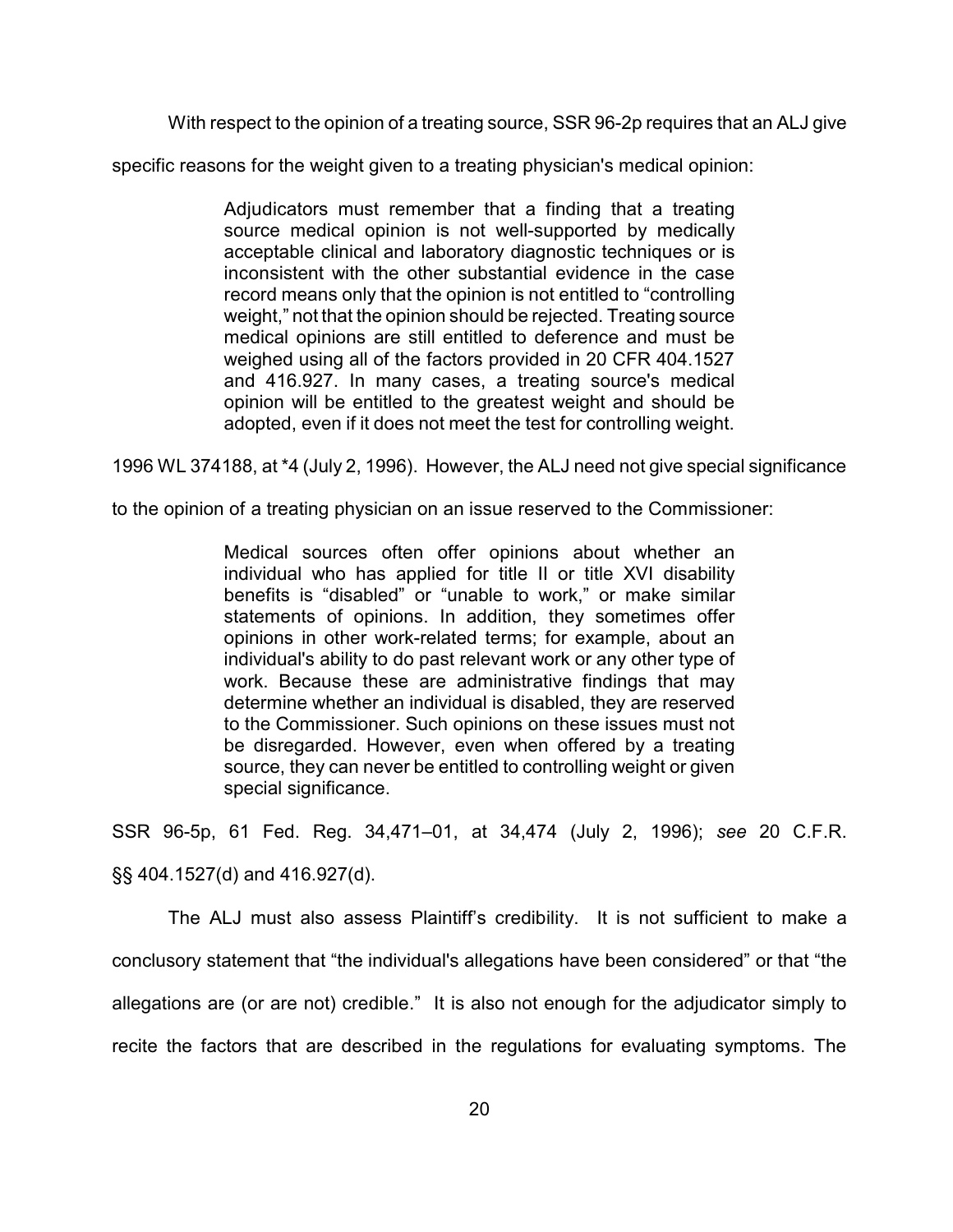With respect to the opinion of a treating source, SSR 96-2p requires that an ALJ give specific reasons for the weight given to a treating physician's medical opinion:

> Adjudicators must remember that a finding that a treating source medical opinion is not well-supported by medically acceptable clinical and laboratory diagnostic techniques or is inconsistent with the other substantial evidence in the case record means only that the opinion is not entitled to "controlling weight," not that the opinion should be rejected. Treating source medical opinions are still entitled to deference and must be weighed using all of the factors provided in 20 CFR 404.1527 and 416.927. In many cases, a treating source's medical opinion will be entitled to the greatest weight and should be adopted, even if it does not meet the test for controlling weight.

1996 WL 374188, at *4 (July 2, 1996). However, the ALJ need not give special significance to the opinion of a treating physician on an issue reserved to the Commissioner:

> Medical sources often offer opinions about whether an individual who has applied for title II or title XVI disability benefits is "disabled" or "unable to work," or make similar statements of opinions. In addition, they sometimes offer opinions in other work-related terms; for example, about an individual's ability to do past relevant work or any other type of work. Because these are administrative findings that may determine whether an individual is disabled, they are reserved to the Commissioner. Such opinions on these issues must not be disregarded. However, even when offered by a treating source, they can never be entitled to controlling weight or given special significance.

SSR 96-5p, 61 Fed. Reg. 34,471–01, at 34,474 (July 2, 1996); *see* 20 C.F.R. §§ 404.1527(d) and 416.927(d).

The ALJ must also assess Plaintiff's credibility. It is not sufficient to make a conclusory statement that "the individual's allegations have been considered" or that "the allegations are (or are not) credible." It is also not enough for the adjudicator simply to recite the factors that are described in the regulations for evaluating symptoms. The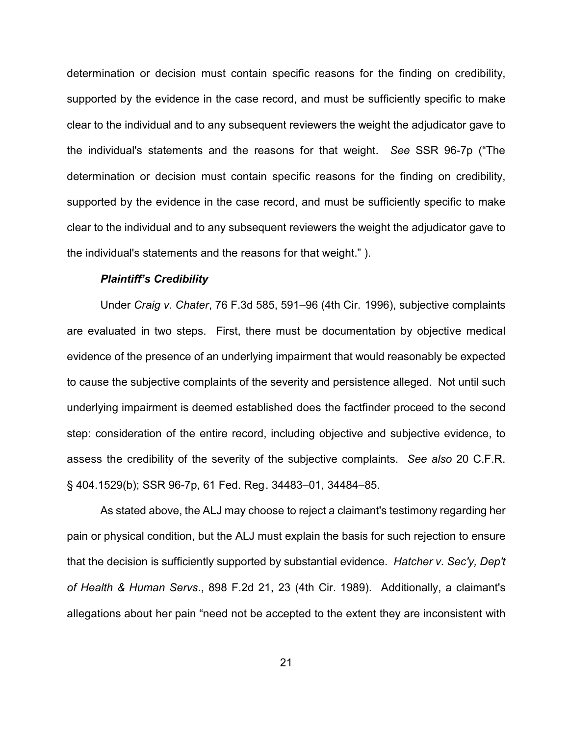determination or decision must contain specific reasons for the finding on credibility, supported by the evidence in the case record, and must be sufficiently specific to make clear to the individual and to any subsequent reviewers the weight the adjudicator gave to the individual's statements and the reasons for that weight. *See* SSR 96-7p ("The determination or decision must contain specific reasons for the finding on credibility, supported by the evidence in the case record, and must be sufficiently specific to make clear to the individual and to any subsequent reviewers the weight the adjudicator gave to the individual's statements and the reasons for that weight." ).

***Plaintiff's Credibility***

Under *Craig v. Chater*, 76 F.3d 585, 591–96 (4th Cir. 1996), subjective complaints are evaluated in two steps. First, there must be documentation by objective medical evidence of the presence of an underlying impairment that would reasonably be expected to cause the subjective complaints of the severity and persistence alleged. Not until such underlying impairment is deemed established does the factfinder proceed to the second step: consideration of the entire record, including objective and subjective evidence, to assess the credibility of the severity of the subjective complaints. *See also* 20 C.F.R. § 404.1529(b); SSR 96-7p, 61 Fed. Reg. 34483–01, 34484–85.

As stated above, the ALJ may choose to reject a claimant's testimony regarding her pain or physical condition, but the ALJ must explain the basis for such rejection to ensure that the decision is sufficiently supported by substantial evidence. *Hatcher v. Sec'y, Dep't of Health & Human Servs.*, 898 F.2d 21, 23 (4th Cir. 1989). Additionally, a claimant's allegations about her pain "need not be accepted to the extent they are inconsistent with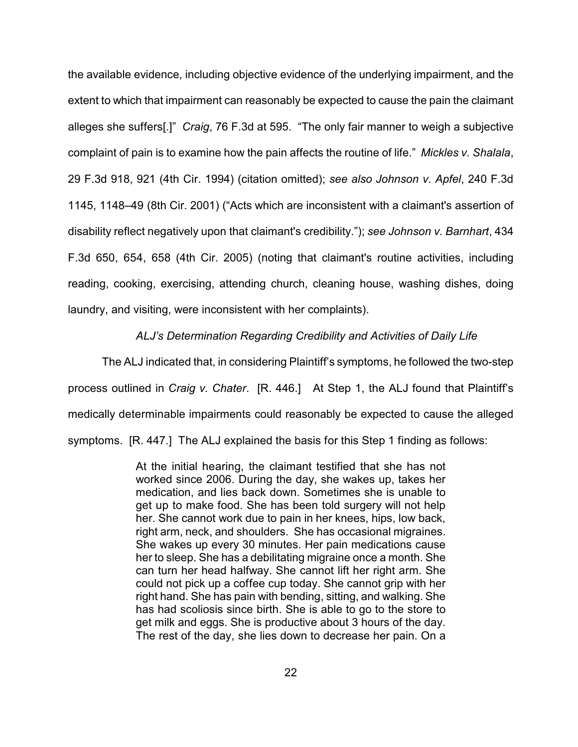the available evidence, including objective evidence of the underlying impairment, and the extent to which that impairment can reasonably be expected to cause the pain the claimant alleges she suffers[.]" *Craig*, 76 F.3d at 595. "The only fair manner to weigh a subjective complaint of pain is to examine how the pain affects the routine of life." *Mickles v. Shalala*, 29 F.3d 918, 921 (4th Cir. 1994) (citation omitted); *see also Johnson v. Apfel*, 240 F.3d 1145, 1148–49 (8th Cir. 2001) ("Acts which are inconsistent with a claimant's assertion of disability reflect negatively upon that claimant's credibility."); *see Johnson v. Barnhart*, 434 F.3d 650, 654, 658 (4th Cir. 2005) (noting that claimant's routine activities, including reading, cooking, exercising, attending church, cleaning house, washing dishes, doing laundry, and visiting, were inconsistent with her complaints).

*ALJ's Determination Regarding Credibility and Activities of Daily Life*

The ALJ indicated that, in considering Plaintiff's symptoms, he followed the two-step process outlined in *Craig v. Chater*. [R. 446.] At Step 1, the ALJ found that Plaintiff's medically determinable impairments could reasonably be expected to cause the alleged symptoms. [R. 447.] The ALJ explained the basis for this Step 1 finding as follows:

> At the initial hearing, the claimant testified that she has not worked since 2006. During the day, she wakes up, takes her medication, and lies back down. Sometimes she is unable to get up to make food. She has been told surgery will not help her. She cannot work due to pain in her knees, hips, low back, right arm, neck, and shoulders. She has occasional migraines. She wakes up every 30 minutes. Her pain medications cause her to sleep. She has a debilitating migraine once a month. She can turn her head halfway. She cannot lift her right arm. She could not pick up a coffee cup today. She cannot grip with her right hand. She has pain with bending, sitting, and walking. She has had scoliosis since birth. She is able to go to the store to get milk and eggs. She is productive about 3 hours of the day. The rest of the day, she lies down to decrease her pain. On a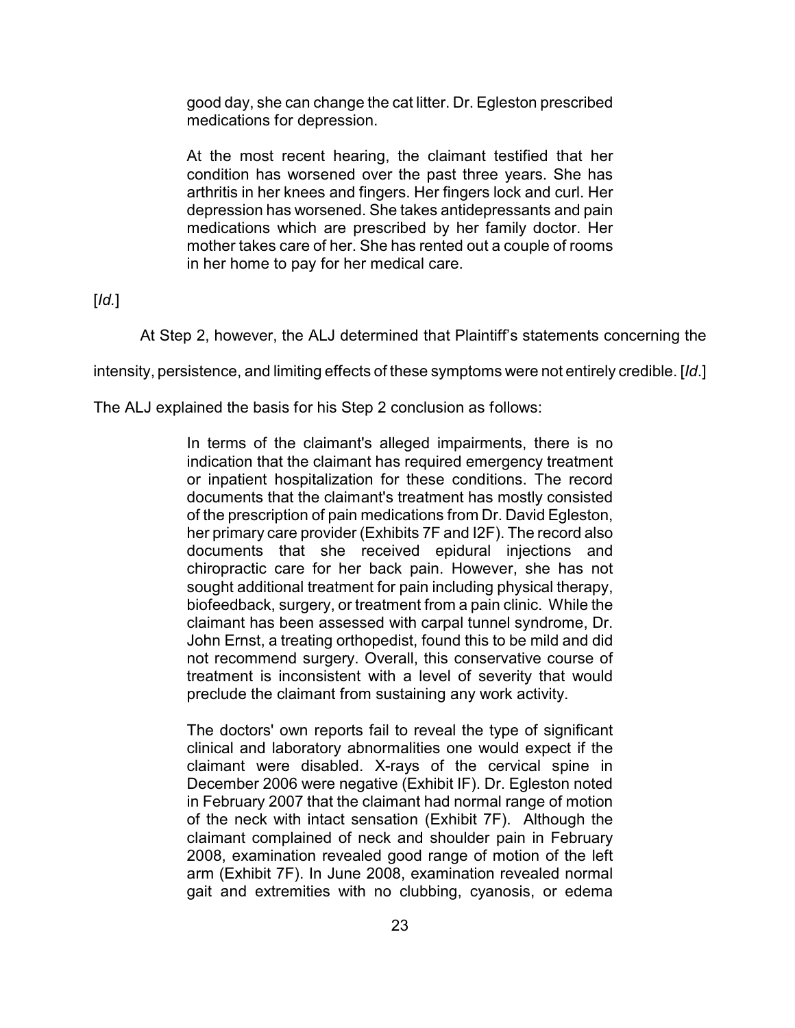> good day, she can change the cat litter. Dr. Egleston prescribed medications for depression.
>
> At the most recent hearing, the claimant testified that her condition has worsened over the past three years. She has arthritis in her knees and fingers. Her fingers lock and curl. Her depression has worsened. She takes antidepressants and pain medications which are prescribed by her family doctor. Her mother takes care of her. She has rented out a couple of rooms in her home to pay for her medical care.

[*Id.*]

At Step 2, however, the ALJ determined that Plaintiff's statements concerning the intensity, persistence, and limiting effects of these symptoms were not entirely credible. [*Id*.] The ALJ explained the basis for his Step 2 conclusion as follows:

> In terms of the claimant's alleged impairments, there is no indication that the claimant has required emergency treatment or inpatient hospitalization for these conditions. The record documents that the claimant's treatment has mostly consisted of the prescription of pain medications from Dr. David Egleston, her primary care provider (Exhibits 7F and I2F). The record also documents that she received epidural injections and chiropractic care for her back pain. However, she has not sought additional treatment for pain including physical therapy, biofeedback, surgery, or treatment from a pain clinic. While the claimant has been assessed with carpal tunnel syndrome, Dr. John Ernst, a treating orthopedist, found this to be mild and did not recommend surgery. Overall, this conservative course of treatment is inconsistent with a level of severity that would preclude the claimant from sustaining any work activity.
>
> The doctors' own reports fail to reveal the type of significant clinical and laboratory abnormalities one would expect if the claimant were disabled. X-rays of the cervical spine in December 2006 were negative (Exhibit IF). Dr. Egleston noted in February 2007 that the claimant had normal range of motion of the neck with intact sensation (Exhibit 7F). Although the claimant complained of neck and shoulder pain in February 2008, examination revealed good range of motion of the left arm (Exhibit 7F). In June 2008, examination revealed normal gait and extremities with no clubbing, cyanosis, or edema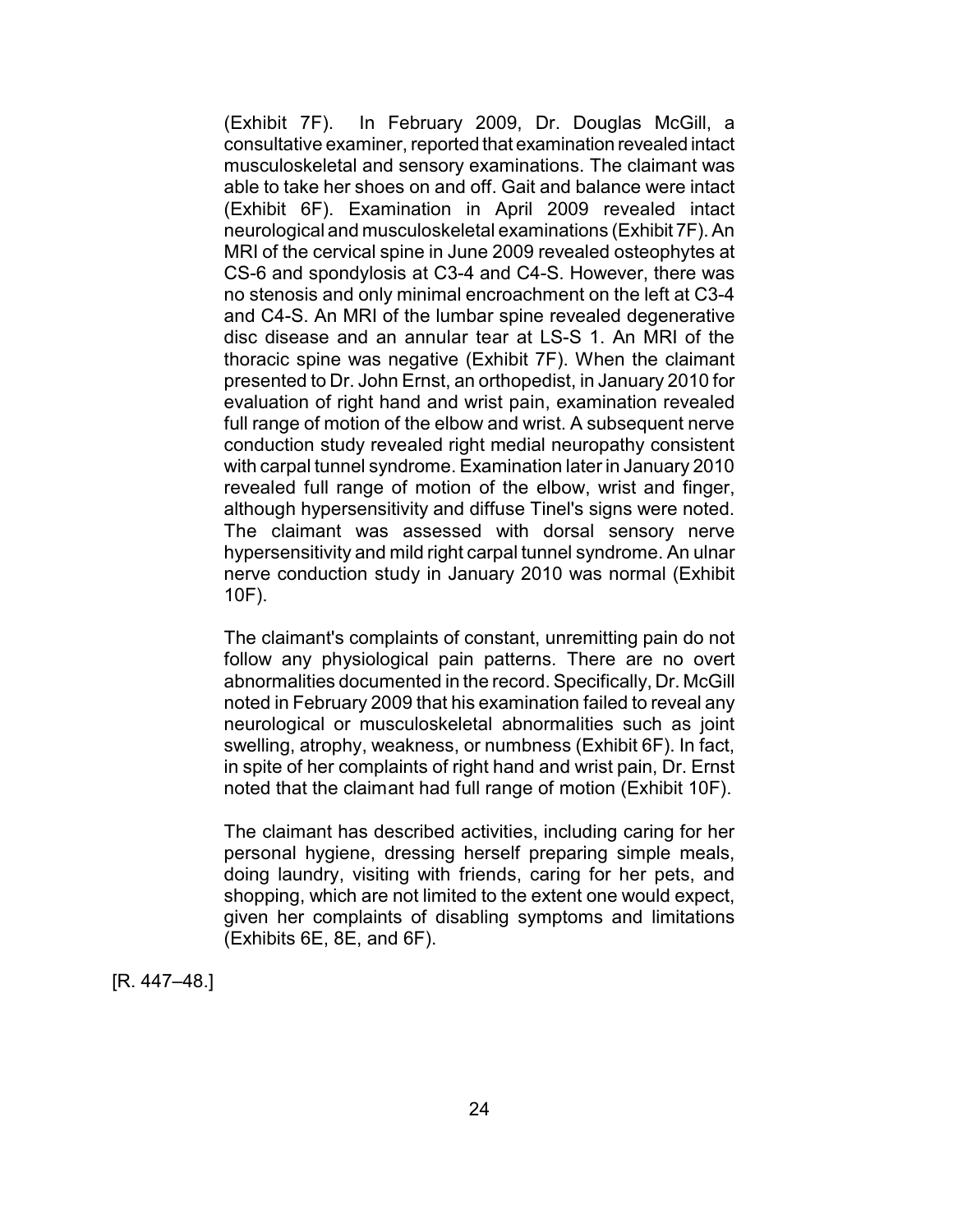(Exhibit 7F). In February 2009, Dr. Douglas McGill, a consultative examiner, reported that examination revealed intact musculoskeletal and sensory examinations. The claimant was able to take her shoes on and off. Gait and balance were intact (Exhibit 6F). Examination in April 2009 revealed intact neurological and musculoskeletal examinations (Exhibit 7F). An MRI of the cervical spine in June 2009 revealed osteophytes at CS-6 and spondylosis at C3-4 and C4-S. However, there was no stenosis and only minimal encroachment on the left at C3-4 and C4-S. An MRI of the lumbar spine revealed degenerative disc disease and an annular tear at LS-S 1. An MRI of the thoracic spine was negative (Exhibit 7F). When the claimant presented to Dr. John Ernst, an orthopedist, in January 2010 for evaluation of right hand and wrist pain, examination revealed full range of motion of the elbow and wrist. A subsequent nerve conduction study revealed right medial neuropathy consistent with carpal tunnel syndrome. Examination later in January 2010 revealed full range of motion of the elbow, wrist and finger, although hypersensitivity and diffuse Tinel's signs were noted. The claimant was assessed with dorsal sensory nerve hypersensitivity and mild right carpal tunnel syndrome. An ulnar nerve conduction study in January 2010 was normal (Exhibit 10F).

The claimant's complaints of constant, unremitting pain do not follow any physiological pain patterns. There are no overt abnormalities documented in the record. Specifically, Dr. McGill noted in February 2009 that his examination failed to reveal any neurological or musculoskeletal abnormalities such as joint swelling, atrophy, weakness, or numbness (Exhibit 6F). In fact, in spite of her complaints of right hand and wrist pain, Dr. Ernst noted that the claimant had full range of motion (Exhibit 10F).

The claimant has described activities, including caring for her personal hygiene, dressing herself preparing simple meals, doing laundry, visiting with friends, caring for her pets, and shopping, which are not limited to the extent one would expect, given her complaints of disabling symptoms and limitations (Exhibits 6E, 8E, and 6F).

[R. 447–48.]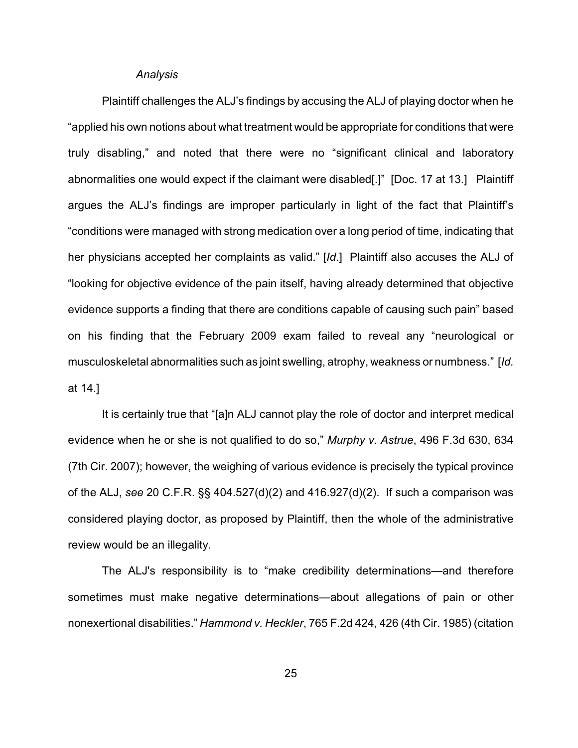*Analysis*

Plaintiff challenges the ALJ's findings by accusing the ALJ of playing doctor when he "applied his own notions about what treatment would be appropriate for conditions that were truly disabling," and noted that there were no "significant clinical and laboratory abnormalities one would expect if the claimant were disabled[.]" [Doc. 17 at 13.] Plaintiff argues the ALJ's findings are improper particularly in light of the fact that Plaintiff's "conditions were managed with strong medication over a long period of time, indicating that her physicians accepted her complaints as valid." [*Id*.] Plaintiff also accuses the ALJ of "looking for objective evidence of the pain itself, having already determined that objective evidence supports a finding that there are conditions capable of causing such pain" based on his finding that the February 2009 exam failed to reveal any "neurological or musculoskeletal abnormalities such as joint swelling, atrophy, weakness or numbness." [*Id.* at 14.]

It is certainly true that "[a]n ALJ cannot play the role of doctor and interpret medical evidence when he or she is not qualified to do so," *Murphy v. Astrue*, 496 F.3d 630, 634 (7th Cir. 2007); however, the weighing of various evidence is precisely the typical province of the ALJ, *see* 20 C.F.R. §§ 404.527(d)(2) and 416.927(d)(2). If such a comparison was considered playing doctor, as proposed by Plaintiff, then the whole of the administrative review would be an illegality.

The ALJ's responsibility is to "make credibility determinations—and therefore sometimes must make negative determinations—about allegations of pain or other nonexertional disabilities." *Hammond v. Heckler*, 765 F.2d 424, 426 (4th Cir. 1985) (citation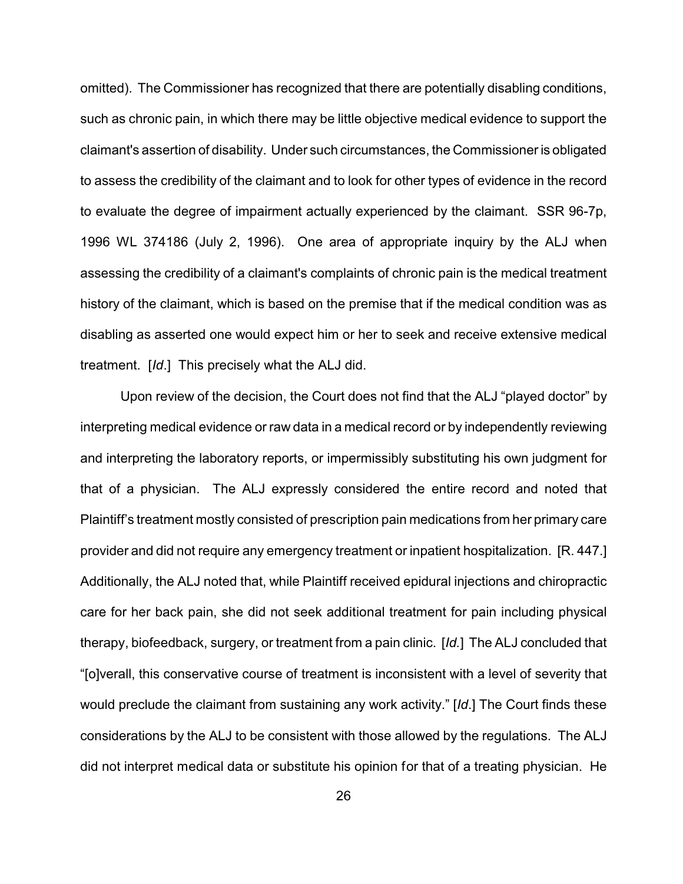omitted). The Commissioner has recognized that there are potentially disabling conditions, such as chronic pain, in which there may be little objective medical evidence to support the claimant's assertion of disability. Under such circumstances, the Commissioner is obligated to assess the credibility of the claimant and to look for other types of evidence in the record to evaluate the degree of impairment actually experienced by the claimant. SSR 96-7p, 1996 WL 374186 (July 2, 1996). One area of appropriate inquiry by the ALJ when assessing the credibility of a claimant's complaints of chronic pain is the medical treatment history of the claimant, which is based on the premise that if the medical condition was as disabling as asserted one would expect him or her to seek and receive extensive medical treatment. [*Id*.] This precisely what the ALJ did.

Upon review of the decision, the Court does not find that the ALJ "played doctor" by interpreting medical evidence or raw data in a medical record or by independently reviewing and interpreting the laboratory reports, or impermissibly substituting his own judgment for that of a physician. The ALJ expressly considered the entire record and noted that Plaintiff's treatment mostly consisted of prescription pain medications from her primary care provider and did not require any emergency treatment or inpatient hospitalization. [R. 447.] Additionally, the ALJ noted that, while Plaintiff received epidural injections and chiropractic care for her back pain, she did not seek additional treatment for pain including physical therapy, biofeedback, surgery, or treatment from a pain clinic. [*Id.*] The ALJ concluded that "[o]verall, this conservative course of treatment is inconsistent with a level of severity that would preclude the claimant from sustaining any work activity." [*Id*.] The Court finds these considerations by the ALJ to be consistent with those allowed by the regulations. The ALJ did not interpret medical data or substitute his opinion for that of a treating physician. He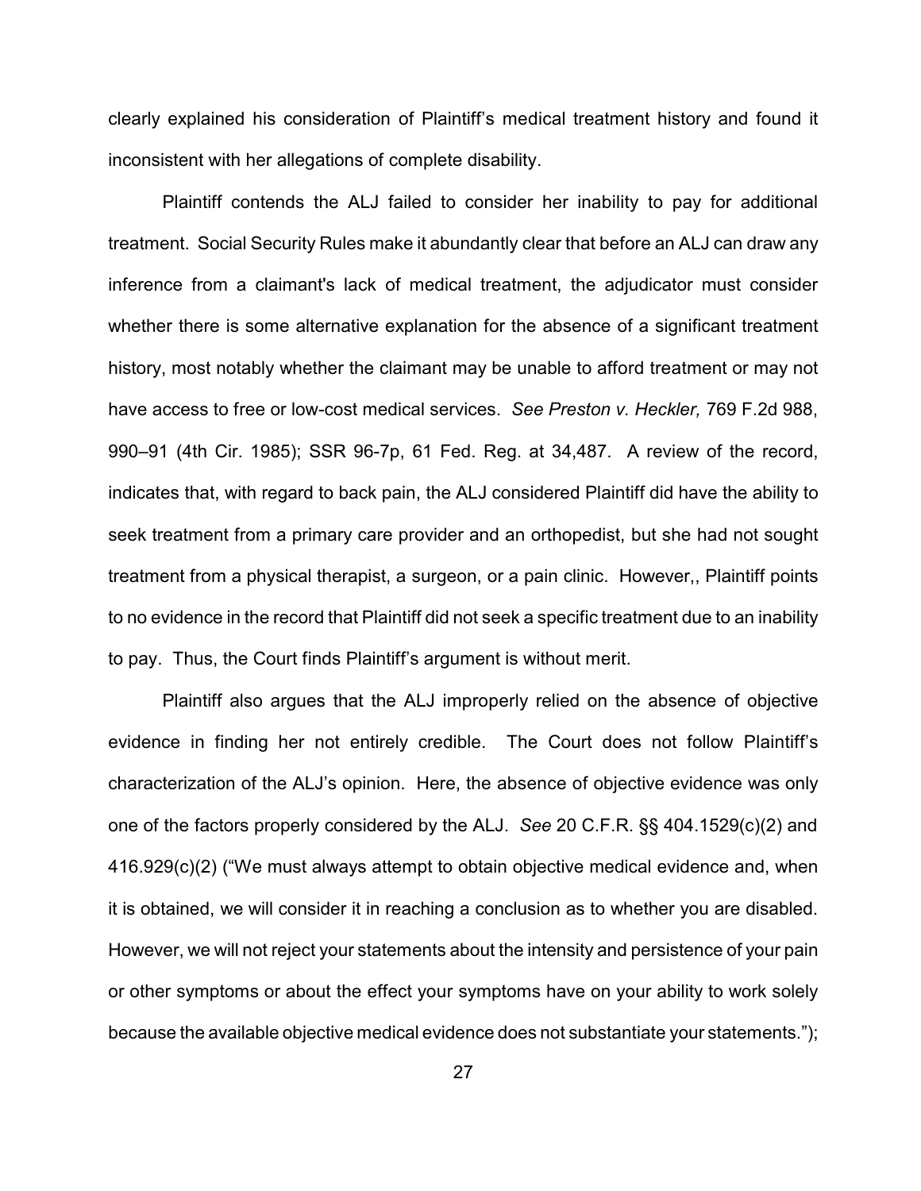clearly explained his consideration of Plaintiff's medical treatment history and found it inconsistent with her allegations of complete disability.

Plaintiff contends the ALJ failed to consider her inability to pay for additional treatment. Social Security Rules make it abundantly clear that before an ALJ can draw any inference from a claimant's lack of medical treatment, the adjudicator must consider whether there is some alternative explanation for the absence of a significant treatment history, most notably whether the claimant may be unable to afford treatment or may not have access to free or low-cost medical services. *See Preston v. Heckler,* 769 F.2d 988, 990–91 (4th Cir. 1985); SSR 96-7p, 61 Fed. Reg. at 34,487. A review of the record, indicates that, with regard to back pain, the ALJ considered Plaintiff did have the ability to seek treatment from a primary care provider and an orthopedist, but she had not sought treatment from a physical therapist, a surgeon, or a pain clinic. However,, Plaintiff points to no evidence in the record that Plaintiff did not seek a specific treatment due to an inability to pay. Thus, the Court finds Plaintiff's argument is without merit.

Plaintiff also argues that the ALJ improperly relied on the absence of objective evidence in finding her not entirely credible. The Court does not follow Plaintiff's characterization of the ALJ's opinion. Here, the absence of objective evidence was only one of the factors properly considered by the ALJ. *See* 20 C.F.R. §§ 404.1529(c)(2) and 416.929(c)(2) ("We must always attempt to obtain objective medical evidence and, when it is obtained, we will consider it in reaching a conclusion as to whether you are disabled. However, we will not reject your statements about the intensity and persistence of your pain or other symptoms or about the effect your symptoms have on your ability to work solely because the available objective medical evidence does not substantiate your statements.");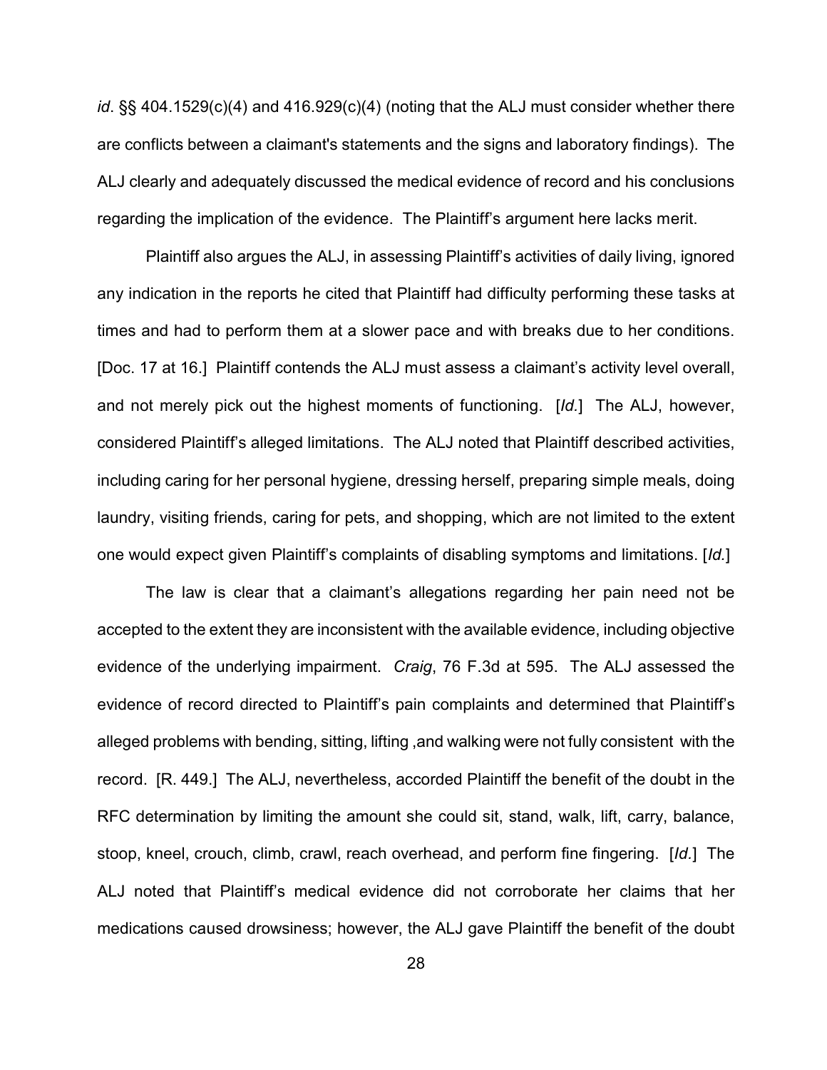*id*. §§ 404.1529(c)(4) and 416.929(c)(4) (noting that the ALJ must consider whether there are conflicts between a claimant's statements and the signs and laboratory findings). The ALJ clearly and adequately discussed the medical evidence of record and his conclusions regarding the implication of the evidence. The Plaintiff's argument here lacks merit.

Plaintiff also argues the ALJ, in assessing Plaintiff's activities of daily living, ignored any indication in the reports he cited that Plaintiff had difficulty performing these tasks at times and had to perform them at a slower pace and with breaks due to her conditions. [Doc. 17 at 16.] Plaintiff contends the ALJ must assess a claimant's activity level overall, and not merely pick out the highest moments of functioning. [*Id.*] The ALJ, however, considered Plaintiff's alleged limitations. The ALJ noted that Plaintiff described activities, including caring for her personal hygiene, dressing herself, preparing simple meals, doing laundry, visiting friends, caring for pets, and shopping, which are not limited to the extent one would expect given Plaintiff's complaints of disabling symptoms and limitations. [*Id.*]

The law is clear that a claimant's allegations regarding her pain need not be accepted to the extent they are inconsistent with the available evidence, including objective evidence of the underlying impairment. *Craig*, 76 F.3d at 595. The ALJ assessed the evidence of record directed to Plaintiff's pain complaints and determined that Plaintiff's alleged problems with bending, sitting, lifting ,and walking were not fully consistent with the record. [R. 449.] The ALJ, nevertheless, accorded Plaintiff the benefit of the doubt in the RFC determination by limiting the amount she could sit, stand, walk, lift, carry, balance, stoop, kneel, crouch, climb, crawl, reach overhead, and perform fine fingering. [*Id.*] The ALJ noted that Plaintiff's medical evidence did not corroborate her claims that her medications caused drowsiness; however, the ALJ gave Plaintiff the benefit of the doubt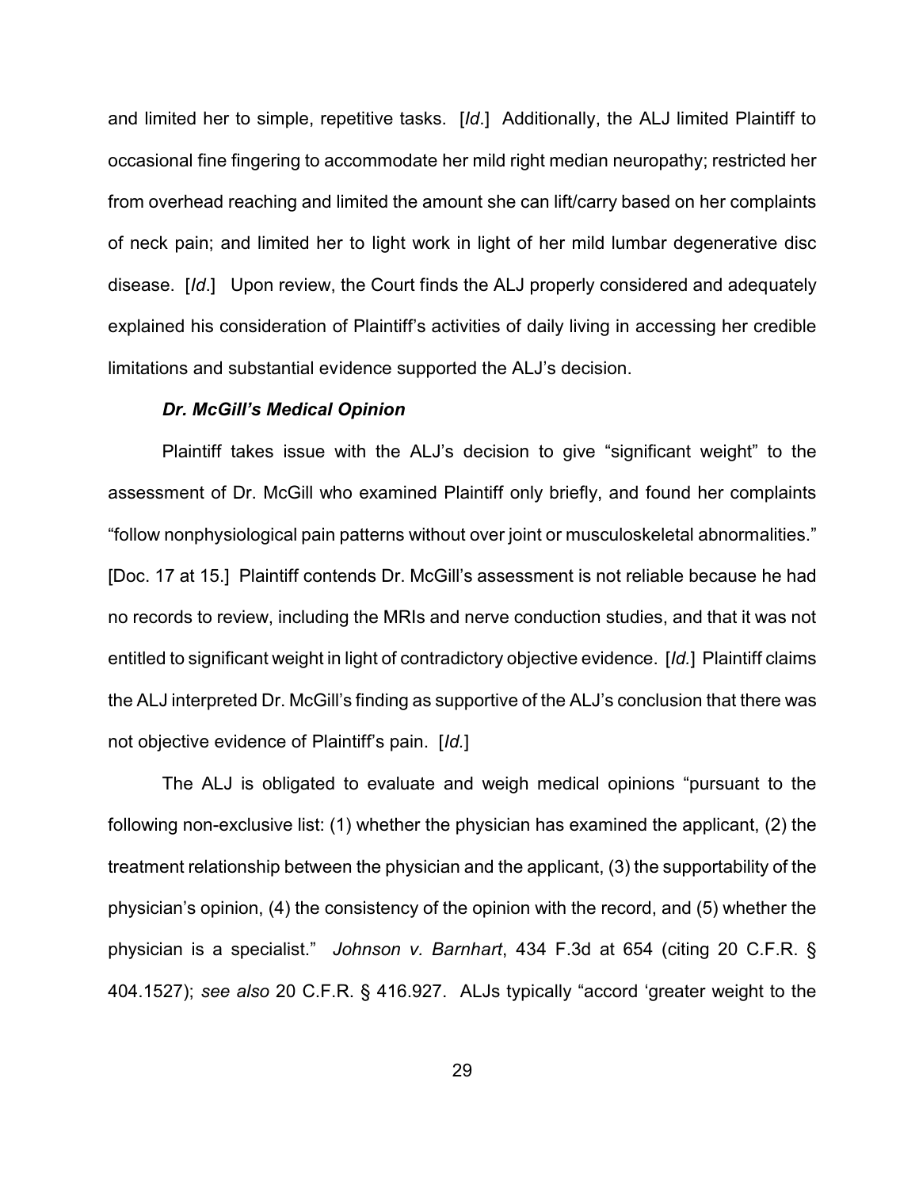and limited her to simple, repetitive tasks. [*Id*.] Additionally, the ALJ limited Plaintiff to occasional fine fingering to accommodate her mild right median neuropathy; restricted her from overhead reaching and limited the amount she can lift/carry based on her complaints of neck pain; and limited her to light work in light of her mild lumbar degenerative disc disease. [*Id*.] Upon review, the Court finds the ALJ properly considered and adequately explained his consideration of Plaintiff's activities of daily living in accessing her credible limitations and substantial evidence supported the ALJ's decision.

***Dr. McGill's Medical Opinion***

Plaintiff takes issue with the ALJ's decision to give "significant weight" to the assessment of Dr. McGill who examined Plaintiff only briefly, and found her complaints "follow nonphysiological pain patterns without over joint or musculoskeletal abnormalities." [Doc. 17 at 15.] Plaintiff contends Dr. McGill's assessment is not reliable because he had no records to review, including the MRIs and nerve conduction studies, and that it was not entitled to significant weight in light of contradictory objective evidence. [*Id.*] Plaintiff claims the ALJ interpreted Dr. McGill's finding as supportive of the ALJ's conclusion that there was not objective evidence of Plaintiff's pain. [*Id.*]

The ALJ is obligated to evaluate and weigh medical opinions "pursuant to the following non-exclusive list: (1) whether the physician has examined the applicant, (2) the treatment relationship between the physician and the applicant, (3) the supportability of the physician's opinion, (4) the consistency of the opinion with the record, and (5) whether the physician is a specialist." *Johnson v. Barnhart*, 434 F.3d at 654 (citing 20 C.F.R. § 404.1527); *see also* 20 C.F.R. § 416.927. ALJs typically "accord 'greater weight to the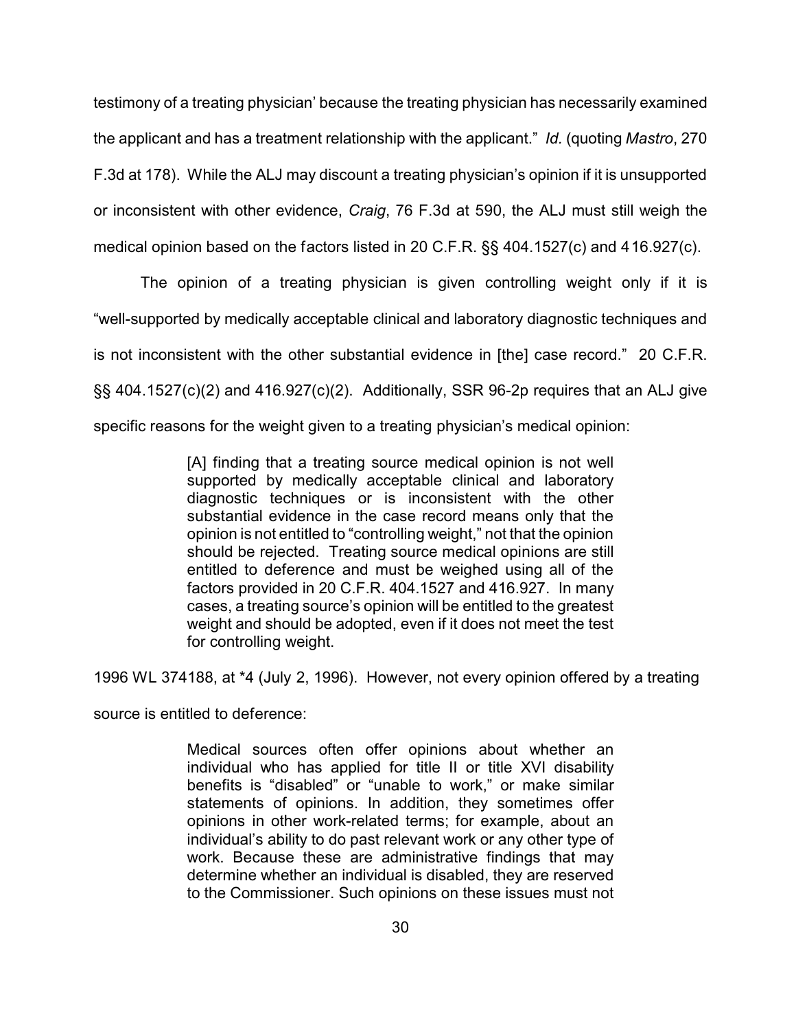testimony of a treating physician' because the treating physician has necessarily examined the applicant and has a treatment relationship with the applicant." *Id.* (quoting *Mastro*, 270 F.3d at 178). While the ALJ may discount a treating physician's opinion if it is unsupported or inconsistent with other evidence, *Craig*, 76 F.3d at 590, the ALJ must still weigh the medical opinion based on the factors listed in 20 C.F.R. §§ 404.1527(c) and 416.927(c).

The opinion of a treating physician is given controlling weight only if it is "well-supported by medically acceptable clinical and laboratory diagnostic techniques and is not inconsistent with the other substantial evidence in [the] case record." 20 C.F.R. §§ 404.1527(c)(2) and 416.927(c)(2). Additionally, SSR 96-2p requires that an ALJ give specific reasons for the weight given to a treating physician's medical opinion:

> [A] finding that a treating source medical opinion is not well supported by medically acceptable clinical and laboratory diagnostic techniques or is inconsistent with the other substantial evidence in the case record means only that the opinion is not entitled to "controlling weight," not that the opinion should be rejected. Treating source medical opinions are still entitled to deference and must be weighed using all of the factors provided in 20 C.F.R. 404.1527 and 416.927. In many cases, a treating source's opinion will be entitled to the greatest weight and should be adopted, even if it does not meet the test for controlling weight.

1996 WL 374188, at *4 (July 2, 1996). However, not every opinion offered by a treating source is entitled to deference:

> Medical sources often offer opinions about whether an individual who has applied for title II or title XVI disability benefits is "disabled" or "unable to work," or make similar statements of opinions. In addition, they sometimes offer opinions in other work-related terms; for example, about an individual's ability to do past relevant work or any other type of work. Because these are administrative findings that may determine whether an individual is disabled, they are reserved to the Commissioner. Such opinions on these issues must not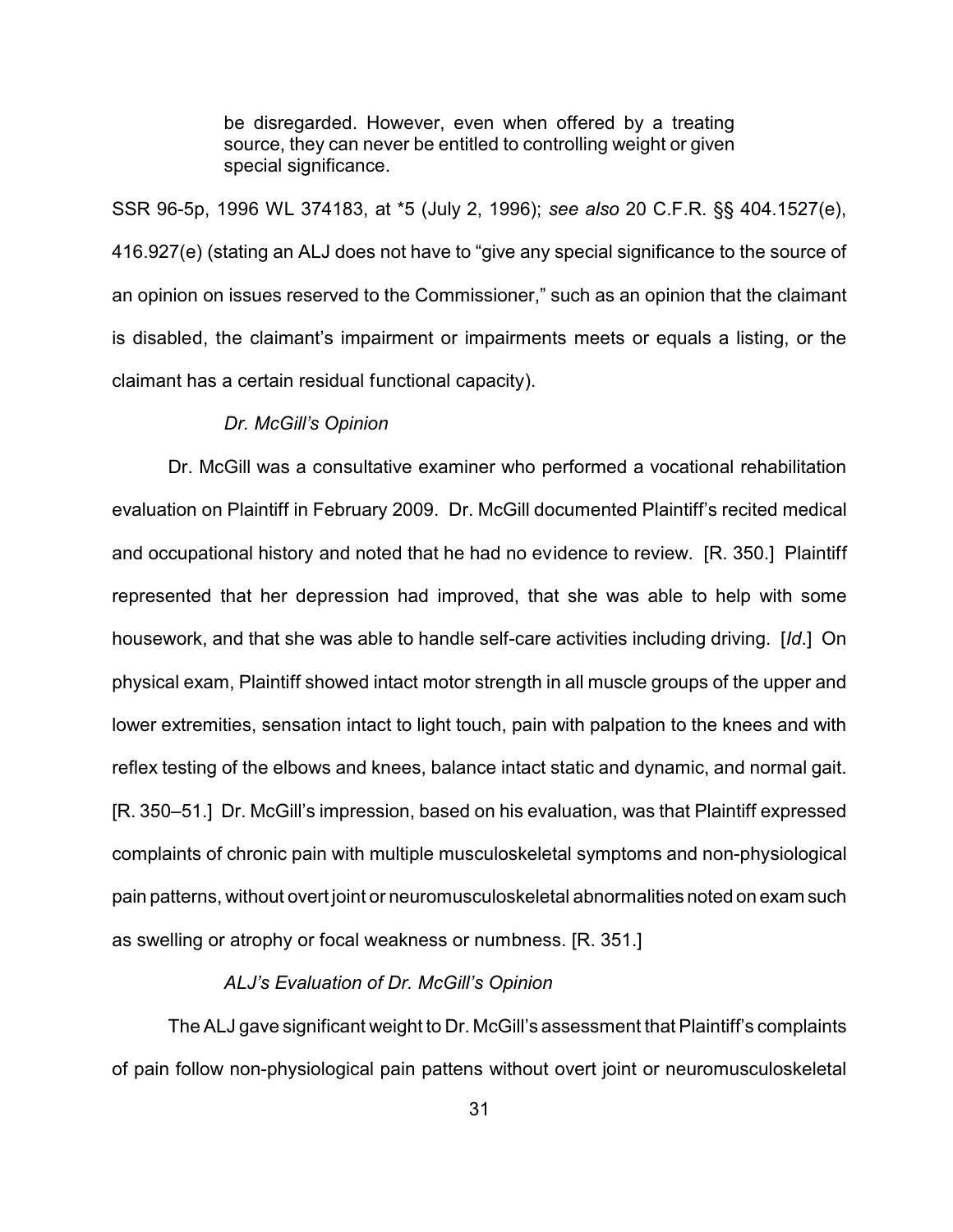> be disregarded. However, even when offered by a treating source, they can never be entitled to controlling weight or given special significance.

SSR 96-5p, 1996 WL 374183, at *5 (July 2, 1996); *see also* 20 C.F.R. §§ 404.1527(e), 416.927(e) (stating an ALJ does not have to "give any special significance to the source of an opinion on issues reserved to the Commissioner," such as an opinion that the claimant is disabled, the claimant's impairment or impairments meets or equals a listing, or the claimant has a certain residual functional capacity).

*Dr. McGill's Opinion*

Dr. McGill was a consultative examiner who performed a vocational rehabilitation evaluation on Plaintiff in February 2009. Dr. McGill documented Plaintiff's recited medical and occupational history and noted that he had no evidence to review. [R. 350.] Plaintiff represented that her depression had improved, that she was able to help with some housework, and that she was able to handle self-care activities including driving. [*Id*.] On physical exam, Plaintiff showed intact motor strength in all muscle groups of the upper and lower extremities, sensation intact to light touch, pain with palpation to the knees and with reflex testing of the elbows and knees, balance intact static and dynamic, and normal gait. [R. 350–51.] Dr. McGill's impression, based on his evaluation, was that Plaintiff expressed complaints of chronic pain with multiple musculoskeletal symptoms and non-physiological pain patterns, without overt joint or neuromusculoskeletal abnormalities noted on exam such as swelling or atrophy or focal weakness or numbness. [R. 351.]

*ALJ's Evaluation of Dr. McGill's Opinion*

The ALJ gave significant weight to Dr. McGill's assessment that Plaintiff's complaints of pain follow non-physiological pain pattens without overt joint or neuromusculoskeletal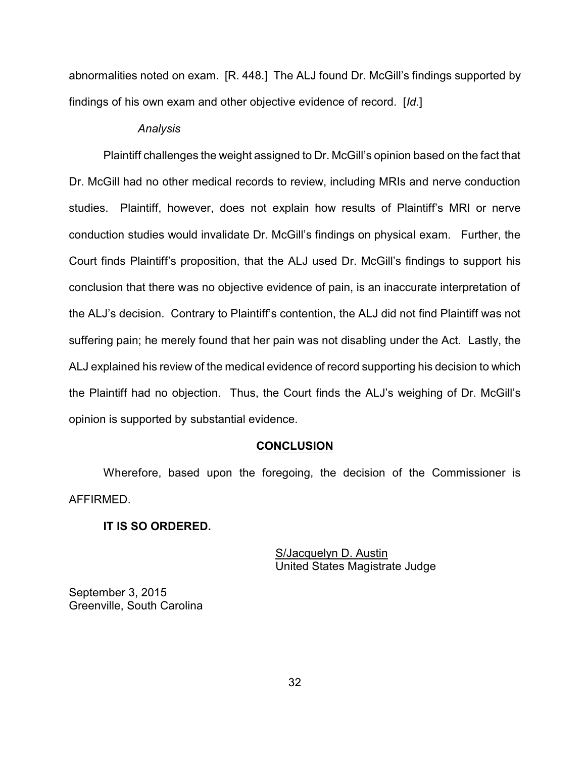abnormalities noted on exam. [R. 448.] The ALJ found Dr. McGill's findings supported by findings of his own exam and other objective evidence of record. [*Id*.]

*Analysis*

Plaintiff challenges the weight assigned to Dr. McGill's opinion based on the fact that Dr. McGill had no other medical records to review, including MRIs and nerve conduction studies. Plaintiff, however, does not explain how results of Plaintiff's MRI or nerve conduction studies would invalidate Dr. McGill's findings on physical exam. Further, the Court finds Plaintiff's proposition, that the ALJ used Dr. McGill's findings to support his conclusion that there was no objective evidence of pain, is an inaccurate interpretation of the ALJ's decision. Contrary to Plaintiff's contention, the ALJ did not find Plaintiff was not suffering pain; he merely found that her pain was not disabling under the Act. Lastly, the ALJ explained his review of the medical evidence of record supporting his decision to which the Plaintiff had no objection. Thus, the Court finds the ALJ's weighing of Dr. McGill's opinion is supported by substantial evidence.

## CONCLUSION

Wherefore, based upon the foregoing, the decision of the Commissioner is AFFIRMED.

**IT IS SO ORDERED.**

S/Jacquelyn D. Austin
United States Magistrate Judge

September 3, 2015
Greenville, South Carolina